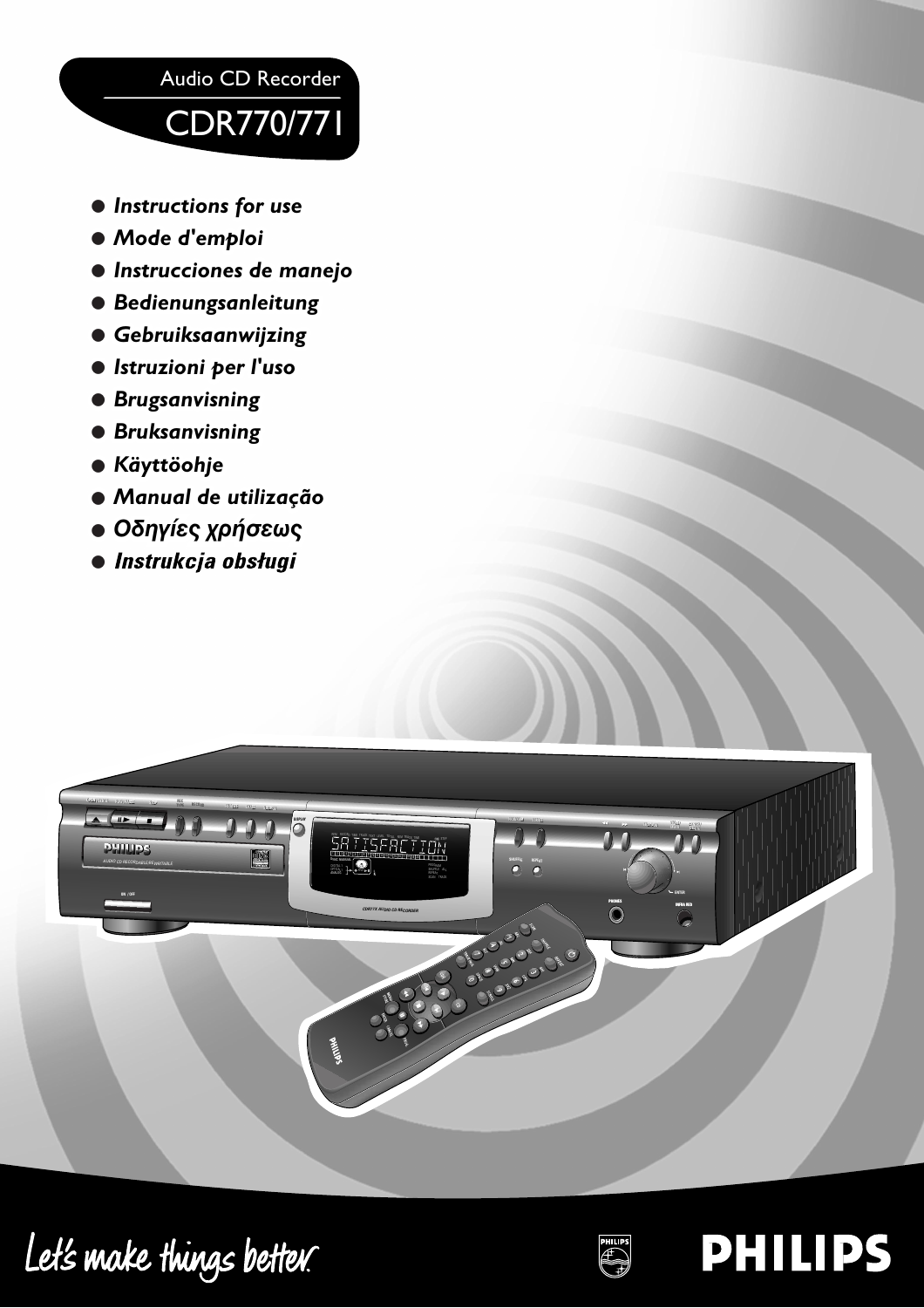Audio CD Recorder

# CDR770/771

- *Instructions for use*
- *Mode d'emploi*
- *Instrucciones de manejo*
- *Bedienungsanleitung*
- *Gebruiksaanwijzing*
- *Istruzioni per l'uso*
- *Brugsanvisning*
- *Bruksanvisning*
- *Käyttöohje*
- *Manual de utilização*
- *Οδηγίες χρήσεως*
- *Instrukcja obsługi*

Let's make things better.

PHILIPS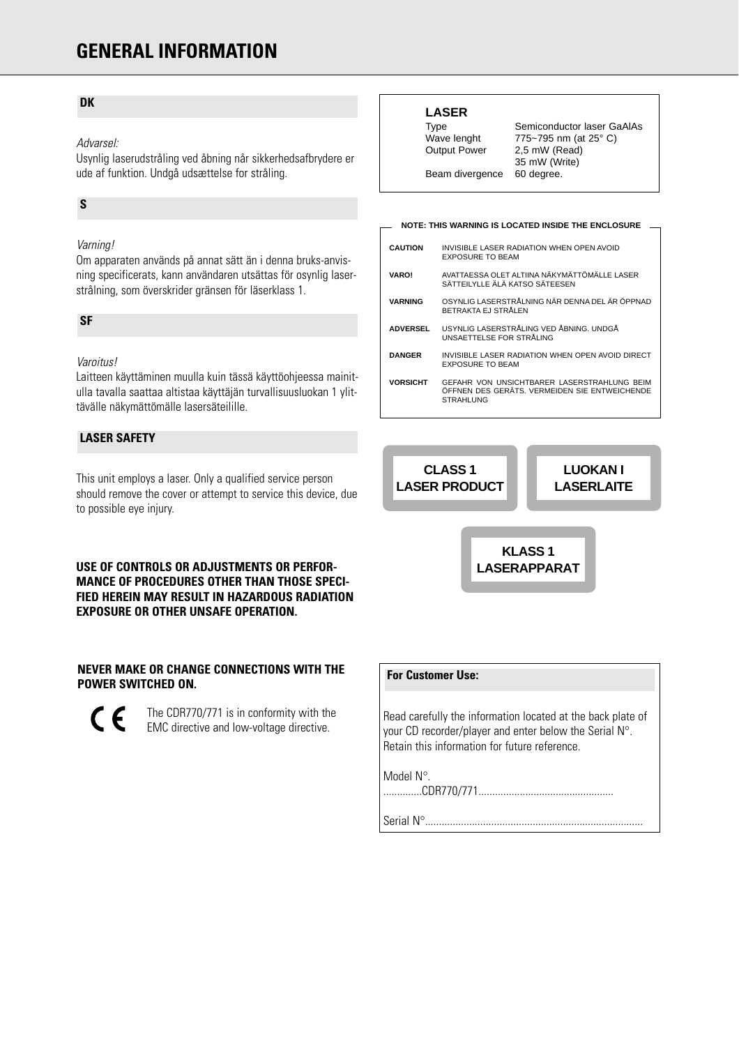# GENERAL INFORMATION

## DK

*Advarsel:*
Usynlig laserudstråling ved åbning når sikkerhedsafbrydere er ude af funktion. Undgå udsættelse for stråling.

## S

*Varning!*
Om apparaten används på annat sätt än i denna bruks-anvisning specificerats, kann användaren utsättas för osynlig laser-strålning, som överskrider gränsen för läserklass 1.

## SF

*Varoitus!*
Laitteen käyttäminen muulla kuin tässä käyttöohjeessa mainit-ulla tavalla saattaa altistaa käyttäjän turvallisuusluokan 1 ylit-tävälle näkymättömälle lasersäteilille.

## LASER SAFETY

This unit employs a laser. Only a qualified service person should remove the cover or attempt to service this device, due to possible eye injury.

**USE OF CONTROLS OR ADJUSTMENTS OR PERFOR-MANCE OF PROCEDURES OTHER THAN THOSE SPECI-FIED HEREIN MAY RESULT IN HAZARDOUS RADIATION EXPOSURE OR OTHER UNSAFE OPERATION.**

**NEVER MAKE OR CHANGE CONNECTIONS WITH THE POWER SWITCHED ON.**

CE The CDR770/771 is in conformity with the EMC directive and low-voltage directive.

**LASER**

| | |
|---|---|
| Type | Semiconductor laser GaAlAs |
| Wave lenght | 775~795 nm (at 25° C) |
| Output Power | 2,5 mW (Read) |
| | 35 mW (Write) |
| Beam divergence | 60 degree. |

**NOTE: THIS WARNING IS LOCATED INSIDE THE ENCLOSURE**

| | |
|---|---|
| **CAUTION** | INVISIBLE LASER RADIATION WHEN OPEN AVOID EXPOSURE TO BEAM |
| **VARO!** | AVATTAESSA OLET ALTIINA NÄKYMÄTTÖMÄLLE LASER SÄTEILYLLE ÄLÄ KATSO SÄTEESEN |
| **VARNING** | OSYNLIG LASERSTRÅLNING NÄR DENNA DEL ÄR ÖPPNAD BETRAKTA EJ STRÅLEN |
| **ADVERSEL** | USYNLIG LASERSTRÅLING VED ÅBNING. UNDGÅ UNSAETTELSE FOR STRÅLING |
| **DANGER** | INVISIBLE LASER RADIATION WHEN OPEN AVOID DIRECT EXPOSURE TO BEAM |
| **VORSICHT** | GEFAHR VON UNSICHTBARER LASERSTRAHLUNG BEIM ÖFFNEN DES GERÄTS. VERMEIDEN SIE ENTWEICHENDE STRAHLUNG |

**CLASS 1 LASER PRODUCT**

**LUOKAN I LASERLAITE**

**KLASS 1 LASERAPPARAT**

**For Customer Use:**

Read carefully the information located at the back plate of your CD recorder/player and enter below the Serial N°. Retain this information for future reference.

Model N°.
..............CDR770/771.................................................

Serial N°..............................................................................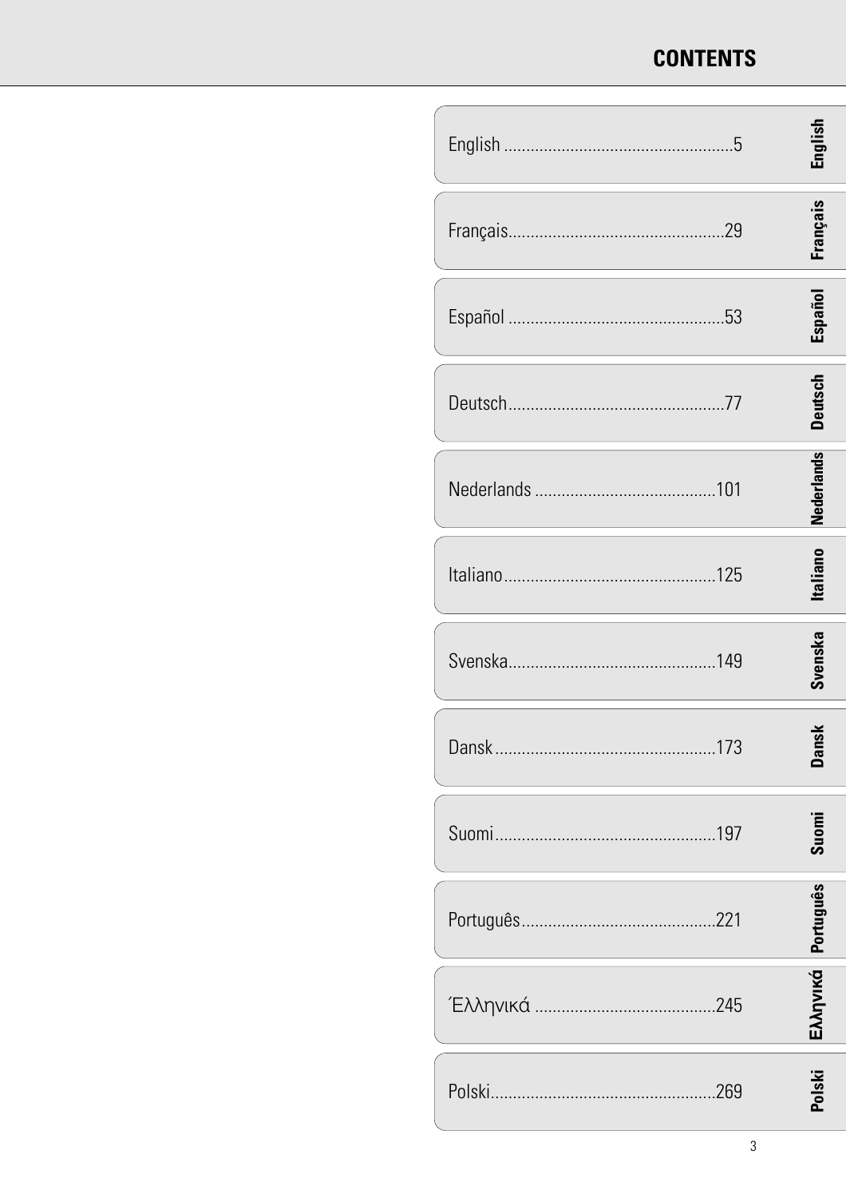# CONTENTS

English ......................................................5

Français...................................................29

Español ...................................................53

Deutsch...................................................77

Nederlands ...........................................101

Italiano..................................................125

Svenska.................................................149

Dansk ....................................................173

Suomi ....................................................197

Português.............................................221

Έλληνικά .............................................245

Polski.....................................................269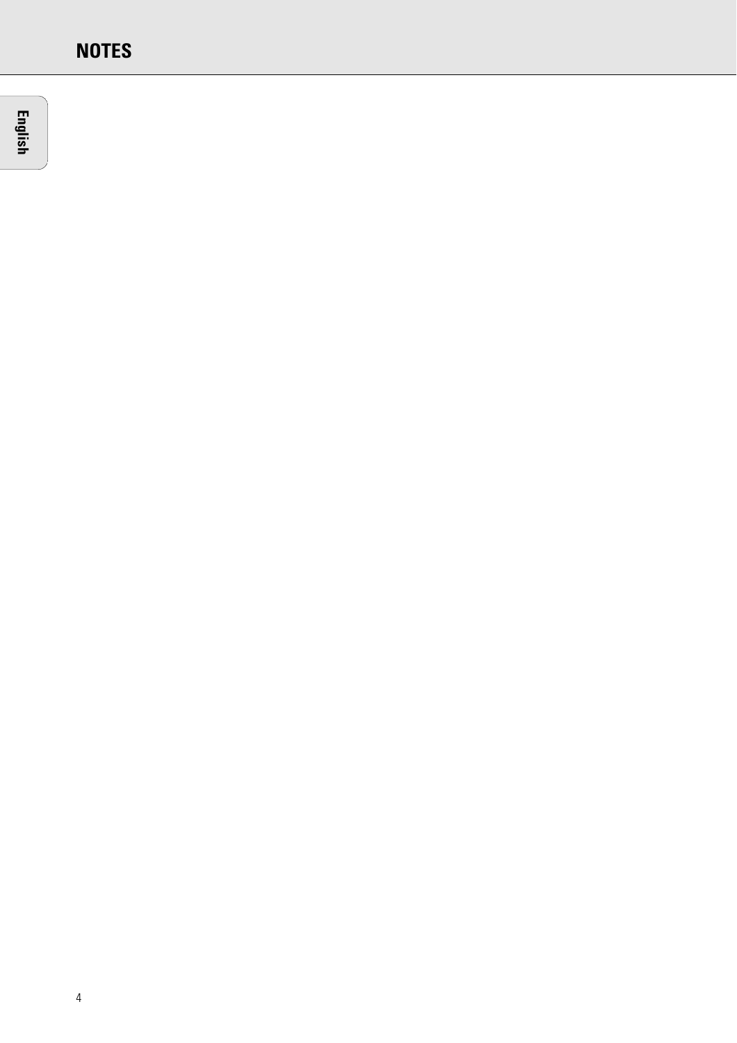# NOTES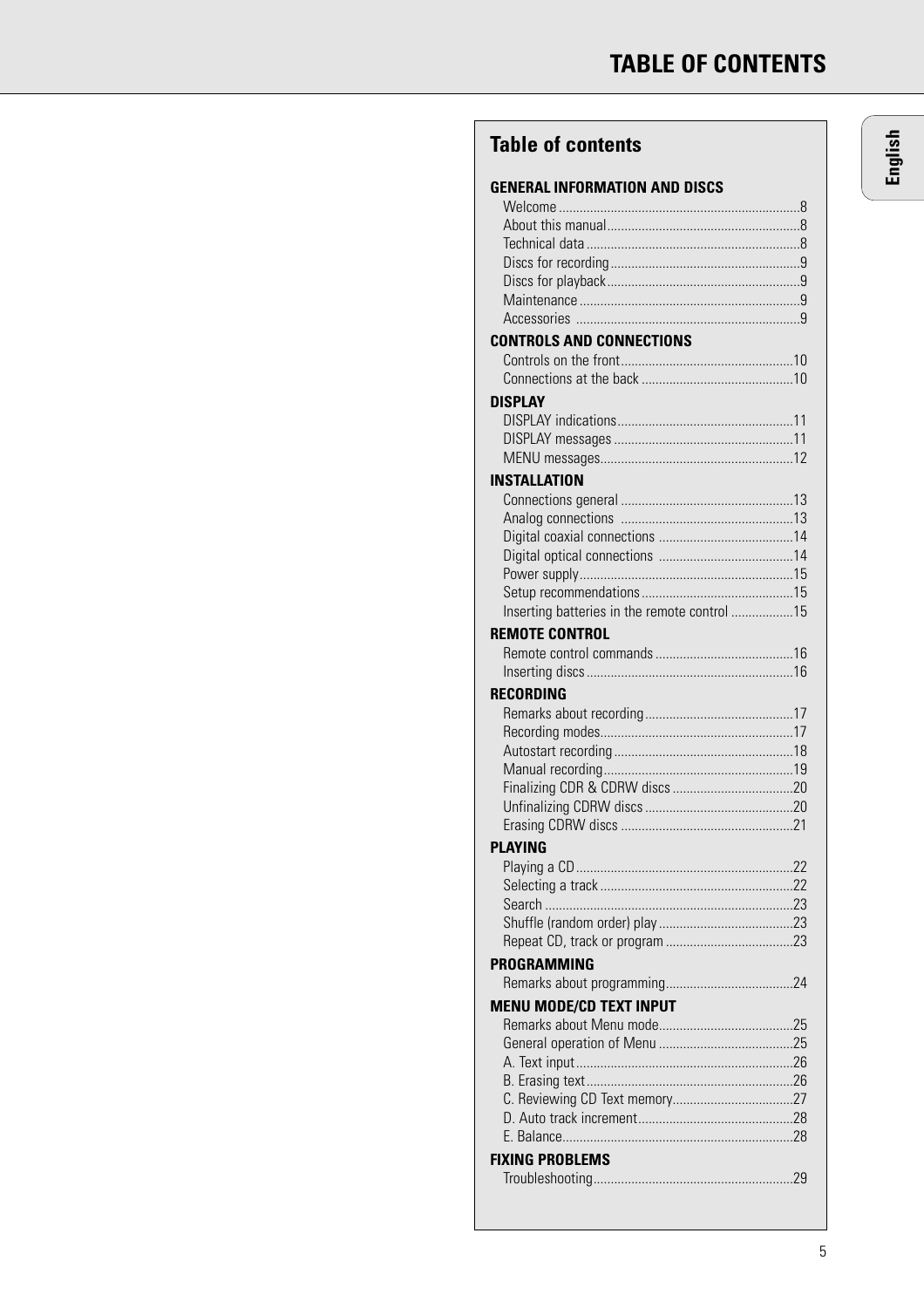# TABLE OF CONTENTS

## Table of contents

**GENERAL INFORMATION AND DISCS**

- Welcome ....8
- About this manual....8
- Technical data....8
- Discs for recording....9
- Discs for playback....9
- Maintenance....9
- Accessories ....9

**CONTROLS AND CONNECTIONS**

- Controls on the front....10
- Connections at the back ....10

**DISPLAY**

- DISPLAY indications....11
- DISPLAY messages ....11
- MENU messages....12

**INSTALLATION**

- Connections general ....13
- Analog connections ....13
- Digital coaxial connections ....14
- Digital optical connections ....14
- Power supply....15
- Setup recommendations....15
- Inserting batteries in the remote control ....15

**REMOTE CONTROL**

- Remote control commands ....16
- Inserting discs....16

**RECORDING**

- Remarks about recording....17
- Recording modes....17
- Autostart recording....18
- Manual recording....19
- Finalizing CDR & CDRW discs....20
- Unfinalizing CDRW discs....20
- Erasing CDRW discs ....21

**PLAYING**

- Playing a CD....22
- Selecting a track....22
- Search ....23
- Shuffle (random order) play....23
- Repeat CD, track or program ....23

**PROGRAMMING**

- Remarks about programming....24

**MENU MODE/CD TEXT INPUT**

- Remarks about Menu mode....25
- General operation of Menu ....25
- A. Text input....26
- B. Erasing text....26
- C. Reviewing CD Text memory....27
- D. Auto track increment....28
- E. Balance....28

**FIXING PROBLEMS**

- Troubleshooting....29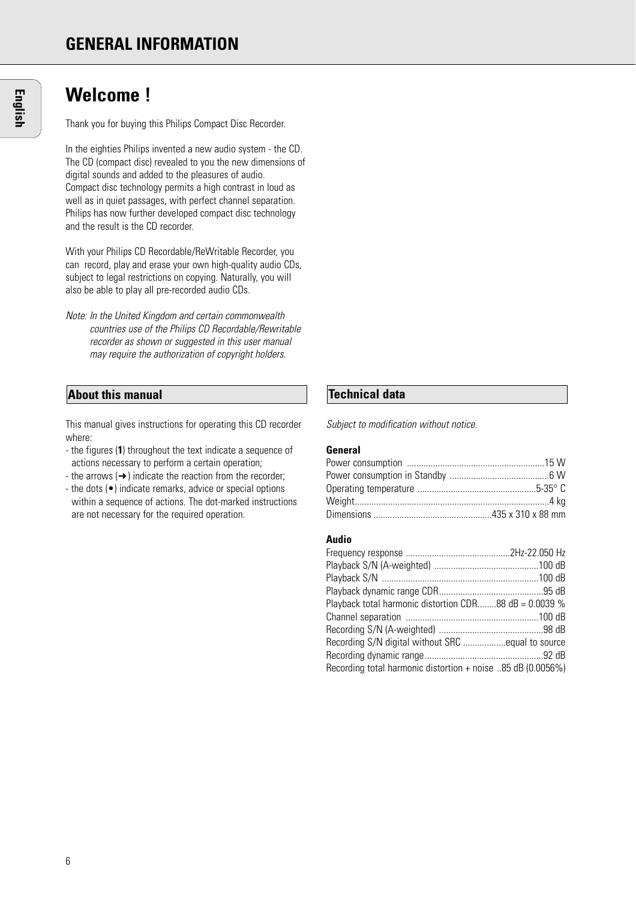# GENERAL INFORMATION

## Welcome !

Thank you for buying this Philips Compact Disc Recorder.

In the eighties Philips invented a new audio system - the CD. The CD (compact disc) revealed to you the new dimensions of digital sounds and added to the pleasures of audio. Compact disc technology permits a high contrast in loud as well as in quiet passages, with perfect channel separation. Philips has now further developed compact disc technology and the result is the CD recorder.

With your Philips CD Recordable/ReWritable Recorder, you can record, play and erase your own high-quality audio CDs, subject to legal restrictions on copying. Naturally, you will also be able to play all pre-recorded audio CDs.

*Note: In the United Kingdom and certain commonwealth countries use of the Philips CD Recordable/Rewritable recorder as shown or suggested in this user manual may require the authorization of copyright holders.*

### About this manual

This manual gives instructions for operating this CD recorder where:

- the figures (**1**) throughout the text indicate a sequence of actions necessary to perform a certain operation;
- the arrows (➜) indicate the reaction from the recorder;
- the dots (•) indicate remarks, advice or special options within a sequence of actions. The dot-marked instructions are not necessary for the required operation.

### Technical data

*Subject to modification without notice.*

**General**

| | |
|---|---|
| Power consumption | 15 W |
| Power consumption in Standby | 6 W |
| Operating temperature | 5-35° C |
| Weight | 4 kg |
| Dimensions | 435 x 310 x 88 mm |

**Audio**

| | |
|---|---|
| Frequency response | 2Hz-22.050 Hz |
| Playback S/N (A-weighted) | 100 dB |
| Playback S/N | 100 dB |
| Playback dynamic range CDR | 95 dB |
| Playback total harmonic distortion CDR | 88 dB = 0.0039 % |
| Channel separation | 100 dB |
| Recording S/N (A-weighted) | 98 dB |
| Recording S/N digital without SRC | equal to source |
| Recording dynamic range | 92 dB |
| Recording total harmonic distortion + noise | 85 dB (0.0056%) |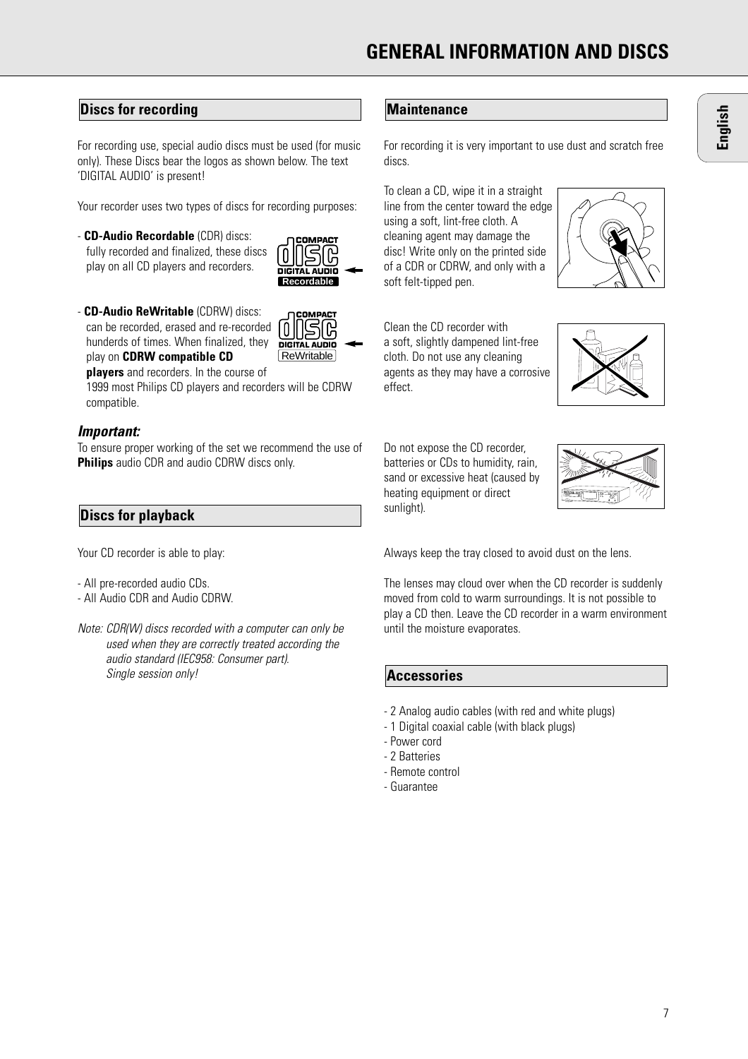# GENERAL INFORMATION AND DISCS

## Discs for recording

For recording use, special audio discs must be used (for music only). These Discs bear the logos as shown below. The text 'DIGITAL AUDIO' is present!

Your recorder uses two types of discs for recording purposes:

- **CD-Audio Recordable** (CDR) discs: fully recorded and finalized, these discs play on all CD players and recorders.

- **CD-Audio ReWritable** (CDRW) discs: can be recorded, erased and re-recorded hunderds of times. When finalized, they play on **CDRW compatible CD players** and recorders. In the course of 1999 most Philips CD players and recorders will be CDRW compatible.

### *Important:*

To ensure proper working of the set we recommend the use of **Philips** audio CDR and audio CDRW discs only.

## Discs for playback

Your CD recorder is able to play:

- All pre-recorded audio CDs.
- All Audio CDR and Audio CDRW.

*Note: CDR(W) discs recorded with a computer can only be used when they are correctly treated according the audio standard (IEC958: Consumer part). Single session only!*

## Maintenance

For recording it is very important to use dust and scratch free discs.

To clean a CD, wipe it in a straight line from the center toward the edge using a soft, lint-free cloth. A cleaning agent may damage the disc! Write only on the printed side of a CDR or CDRW, and only with a soft felt-tipped pen.

Clean the CD recorder with a soft, slightly dampened lint-free cloth. Do not use any cleaning agents as they may have a corrosive effect.

Do not expose the CD recorder, batteries or CDs to humidity, rain, sand or excessive heat (caused by heating equipment or direct sunlight).

Always keep the tray closed to avoid dust on the lens.

The lenses may cloud over when the CD recorder is suddenly moved from cold to warm surroundings. It is not possible to play a CD then. Leave the CD recorder in a warm environment until the moisture evaporates.

## Accessories

- 2 Analog audio cables (with red and white plugs)
- 1 Digital coaxial cable (with black plugs)
- Power cord
- 2 Batteries
- Remote control
- Guarantee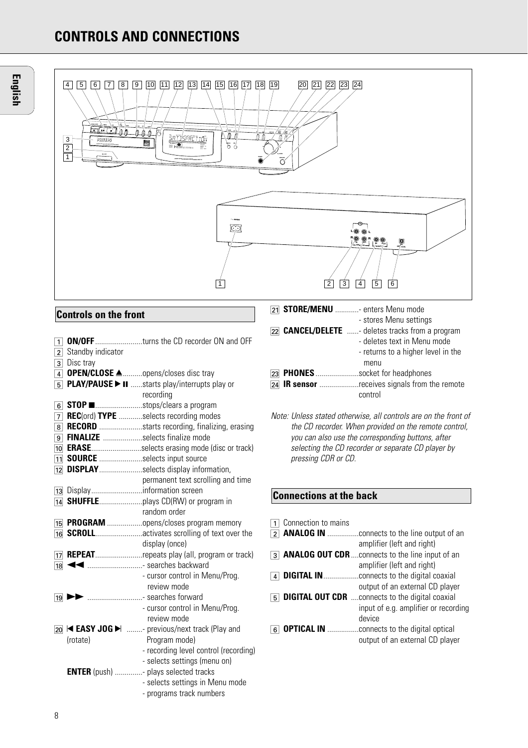# CONTROLS AND CONNECTIONS

## Controls on the front

1. **ON/OFF** ........................turns the CD recorder ON and OFF
2. Standby indicator
3. Disc tray
4. **OPEN/CLOSE ▲**..........opens/closes disc tray
5. **PLAY/PAUSE ▶ II** ......starts play/interrupts play or recording
6. **STOP ■**........................stops/clears a program
7. **REC**(ord) **TYPE** ............selects recording modes
8. **RECORD** ......................starts recording, finalizing, erasing
9. **FINALIZE** ....................selects finalize mode
10. **ERASE**..........................selects erasing mode (disc or track)
11. **SOURCE** ......................selects input source
12. **DISPLAY**......................selects display information, permanent text scrolling and time
13. Display...........................information screen
14. **SHUFFLE**......................plays CD(RW) or program in random order
15. **PROGRAM** ..................opens/closes program memory
16. **SCROLL**........................activates scrolling of text over the display (once)
17. **REPEAT**........................repeats play (all, program or track)
18. **◀◀** ............................- searches backward
    - cursor control in Menu/Prog. review mode
19. **▶▶** ............................- searches forward
    - cursor control in Menu/Prog. review mode
20. **I◀ EASY JOG ▶I** (rotate) ........- previous/next track (Play and Program mode)
    - recording level control (recording)
    - selects settings (menu on)

    **ENTER** (push) ..............- plays selected tracks
    - selects settings in Menu mode
    - programs track numbers
21. **STORE/MENU** ............- enters Menu mode
    - stores Menu settings
22. **CANCEL/DELETE** ......- deletes tracks from a program
    - deletes text in Menu mode
    - returns to a higher level in the menu
23. **PHONES** ......................socket for headphones
24. **IR sensor** ....................receives signals from the remote control

*Note: Unless stated otherwise, all controls are on the front of the CD recorder. When provided on the remote control, you can also use the corresponding buttons, after selecting the CD recorder or separate CD player by pressing CDR or CD.*

## Connections at the back

1. Connection to mains
2. **ANALOG IN** ................connects to the line output of an amplifier (left and right)
3. **ANALOG OUT CDR** ....connects to the line input of an amplifier (left and right)
4. **DIGITAL IN**..................connects to the digital coaxial output of an external CD player
5. **DIGITAL OUT CDR** ....connects to the digital coaxial input of e.g. amplifier or recording device
6. **OPTICAL IN** ................connects to the digital optical output of an external CD player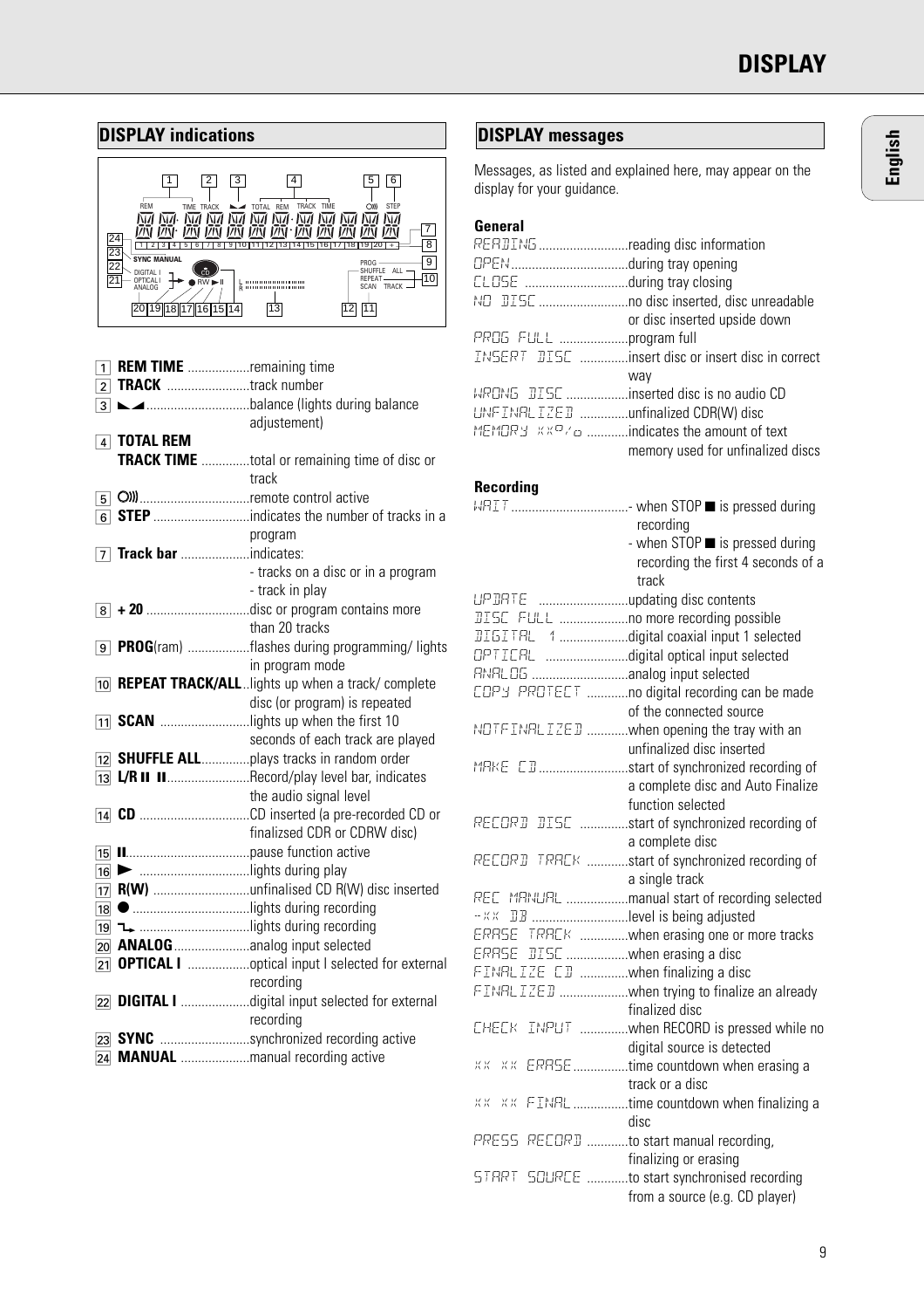# DISPLAY

## DISPLAY indications

1. **REM TIME** .................. remaining time
2. **TRACK** ........................ track number
3. ◣◢ .............................. balance (lights during balance adjustement)
4. **TOTAL REM TRACK TIME** .............. total or remaining time of disc or track
5. ((( ............................... remote control active
6. **STEP** ............................ indicates the number of tracks in a program
7. **Track bar** .................... indicates:
   - tracks on a disc or in a program
   - track in play
8. **+ 20** ............................. disc or program contains more than 20 tracks
9. **PROG**(ram) .................. flashes during programming/ lights in program mode
10. **REPEAT TRACK/ALL** .. lights up when a track/ complete disc (or program) is repeated
11. **SCAN** .......................... lights up when the first 10 seconds of each track are played
12. **SHUFFLE ALL** .............. plays tracks in random order
13. **L/R ▮▮ ▮▮** ........................ Record/play level bar, indicates the audio signal level
14. **CD** ................................ CD inserted (a pre-recorded CD or finalizsed CDR or CDRW disc)
15. **▮▮** .................................... pause function active
16. ▶ ................................ lights during play
17. **R(W)** ............................ unfinalised CD R(W) disc inserted
18. ● .................................. lights during recording
19. ⤷ ................................ lights during recording
20. **ANALOG** ...................... analog input selected
21. **OPTICAL I** .................. optical input I selected for external recording
22. **DIGITAL I** .................... digital input selected for external recording
23. **SYNC** .......................... synchronized recording active
24. **MANUAL** .................... manual recording active

## DISPLAY messages

Messages, as listed and explained here, may appear on the display for your guidance.

### General

READING .......................... reading disc information
OPEN .................................. during tray opening
CLOSE .............................. during tray closing
NO DISC .......................... no disc inserted, disc unreadable or disc inserted upside down
PROG FULL .................... program full
INSERT DISC .............. insert disc or insert disc in correct way
WRONG DISC .................. inserted disc is no audio CD
UNFINALIZED .............. unfinalized CDR(W) disc
MEMORY XX% ............ indicates the amount of text memory used for unfinalized discs

### Recording

WAIT .................................. - when STOP ■ is pressed during recording
- when STOP ■ is pressed during recording the first 4 seconds of a track

UPDATE .......................... updating disc contents
DISC FULL .................... no more recording possible
DIGITAL 1 .................... digital coaxial input 1 selected
OPTICAL ........................ digital optical input selected
ANALOG ............................ analog input selected
COPY PROTECT ............ no digital recording can be made of the connected source
NOTFINALIZED ............ when opening the tray with an unfinalized disc inserted
MAKE CD .......................... start of synchronized recording of a complete disc and Auto Finalize function selected
RECORD DISC .............. start of synchronized recording of a complete disc
RECORD TRACK ............ start of synchronized recording of a single track
REC MANUAL .................. manual start of recording selected
-XX DB ............................ level is being adjusted
ERASE TRACK .............. when erasing one or more tracks
ERASE DISC .................. when erasing a disc
FINALIZE CD .............. when finalizing a disc
FINALIZED .................... when trying to finalize an already finalized disc
CHECK INPUT .............. when RECORD is pressed while no digital source is detected
XX XX ERASE ................ time countdown when erasing a track or a disc
XX XX FINAL ................ time countdown when finalizing a disc
PRESS RECORD ............ to start manual recording, finalizing or erasing
START SOURCE ............ to start synchronised recording from a source (e.g. CD player)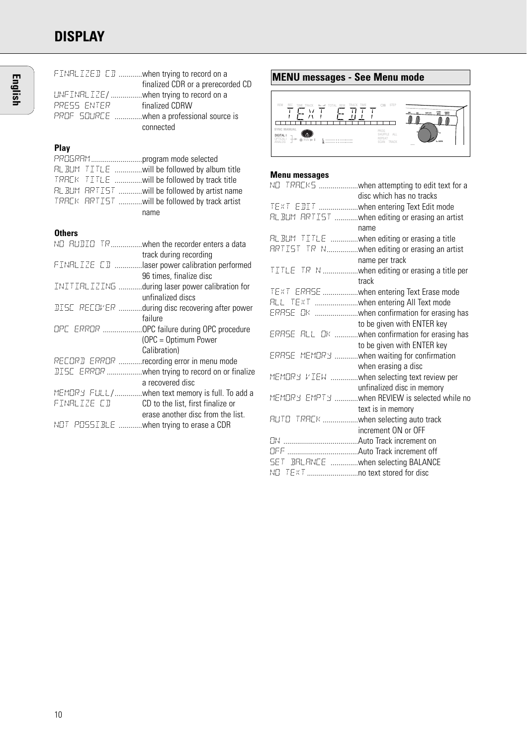# DISPLAY

English

FINALIZED CD ............when trying to record on a finalized CDR or a prerecorded CD
UNFINALIZE/ PRESS ENTER ................when trying to record on a finalized CDRW
PROF SOURCE ..............when a professional source is connected

### Play

PROGRAM..........................program mode selected
ALBUM TITLE ..............will be followed by album title
TRACK TITLE ..............will be followed by track title
ALBUM ARTIST ............will be followed by artist name
TRACK ARTIST ............will be followed by track artist name

### Others

NO AUDIO TR................when the recorder enters a data track during recording
FINALIZE CD ..............laser power calibration performed 96 times, finalize disc
INITIALIZING ............during laser power calibration for unfinalized discs
DISC RECOVER ............during disc recovering after power failure
OPC ERROR ....................OPC failure during OPC procedure (OPC = Optimum Power Calibration)
RECORD ERROR ............recording error in menu mode
DISC ERROR ..................when trying to record on or finalize a recovered disc
MEMORY FULL/ FINALIZE CD ..............when text memory is full. To add a CD to the list, first finalize or erase another disc from the list.
NOT POSSIBLE ............when trying to erase a CDR

## MENU messages - See Menu mode

TEXT EDIT

### Menu messages

NO TRACKS ....................when attempting to edit text for a disc which has no tracks
TEXT EDIT ....................when entering Text Edit mode
ALBUM ARTIST ............when editing or erasing an artist name
ALBUM TITLE ..............when editing or erasing a title
ARTIST TR N................when editing or erasing an artist name per track
TITLE TR N..................when editing or erasing a title per track
TEXT ERASE ..................when entering Text Erase mode
ALL TEXT ......................when entering All Text mode
ERASE OK ......................when confirmation for erasing has to be given with ENTER key
ERASE ALL OK ............when confirmation for erasing has to be given with ENTER key
ERASE MEMORY ............when waiting for confirmation when erasing a disc
MEMORY VIEW ..............when selecting text review per unfinalized disc in memory
MEMORY EMPTY ............when REVIEW is selected while no text is in memory
AUTO TRACK ..................when selecting auto track increment ON or OFF
ON ......................................Auto Track increment on
OFF ....................................Auto Track increment off
SET BALANCE ..............when selecting BALANCE
NO TEXT..........................no text stored for disc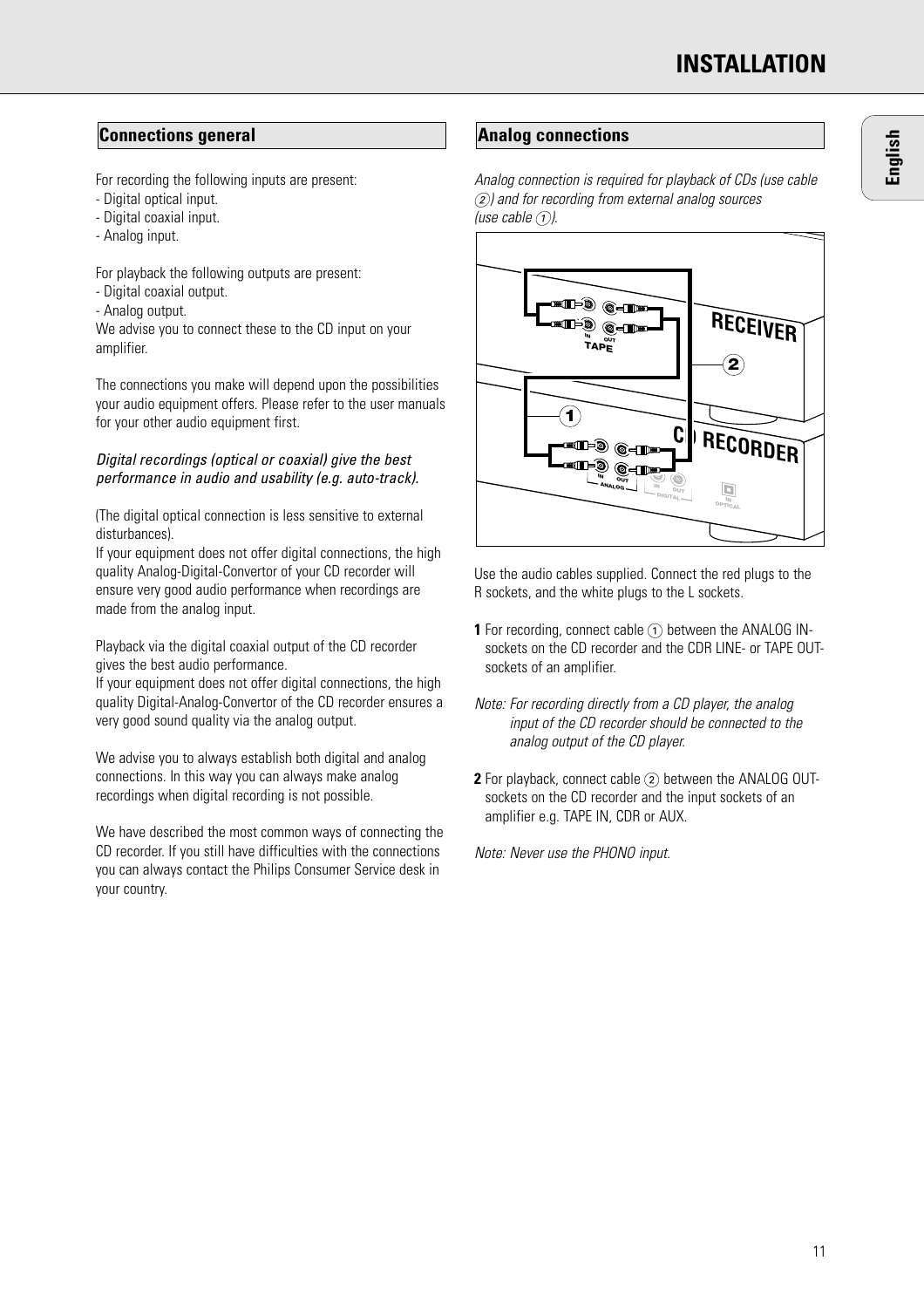## Connections general

For recording the following inputs are present:
- Digital optical input.
- Digital coaxial input.
- Analog input.

For playback the following outputs are present:
- Digital coaxial output.
- Analog output.

We advise you to connect these to the CD input on your amplifier.

The connections you make will depend upon the possibilities your audio equipment offers. Please refer to the user manuals for your other audio equipment first.

*Digital recordings (optical or coaxial) give the best performance in audio and usability (e.g. auto-track).*

(The digital optical connection is less sensitive to external disturbances).
If your equipment does not offer digital connections, the high quality Analog-Digital-Convertor of your CD recorder will ensure very good audio performance when recordings are made from the analog input.

Playback via the digital coaxial output of the CD recorder gives the best audio performance.
If your equipment does not offer digital connections, the high quality Digital-Analog-Convertor of the CD recorder ensures a very good sound quality via the analog output.

We advise you to always establish both digital and analog connections. In this way you can always make analog recordings when digital recording is not possible.

We have described the most common ways of connecting the CD recorder. If you still have difficulties with the connections you can always contact the Philips Consumer Service desk in your country.

## Analog connections

*Analog connection is required for playback of CDs (use cable ②) and for recording from external analog sources (use cable ①).*

Use the audio cables supplied. Connect the red plugs to the R sockets, and the white plugs to the L sockets.

**1** For recording, connect cable ① between the ANALOG IN-sockets on the CD recorder and the CDR LINE- or TAPE OUT-sockets of an amplifier.

*Note: For recording directly from a CD player, the analog input of the CD recorder should be connected to the analog output of the CD player.*

**2** For playback, connect cable ② between the ANALOG OUT-sockets on the CD recorder and the input sockets of an amplifier e.g. TAPE IN, CDR or AUX.

*Note: Never use the PHONO input.*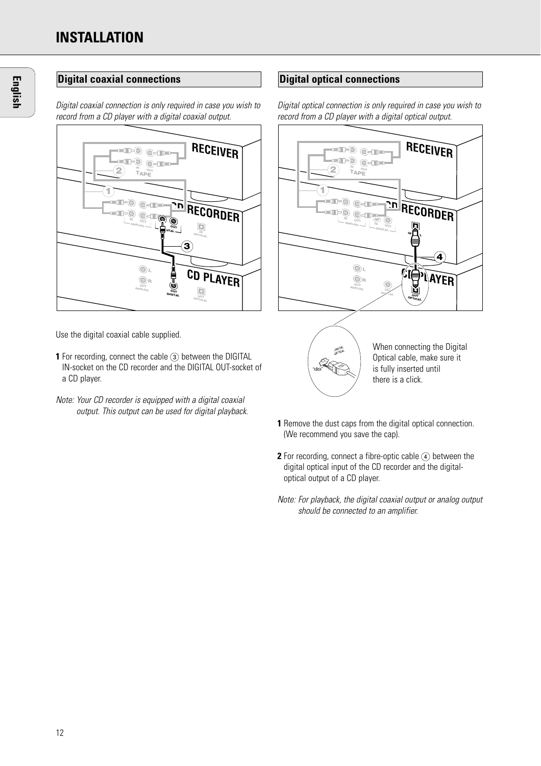# INSTALLATION

## Digital coaxial connections

*Digital coaxial connection is only required in case you wish to record from a CD player with a digital coaxial output.*

Use the digital coaxial cable supplied.

**1** For recording, connect the cable ③ between the DIGITAL IN-socket on the CD recorder and the DIGITAL OUT-socket of a CD player.

*Note: Your CD recorder is equipped with a digital coaxial output. This output can be used for digital playback.*

## Digital optical connections

*Digital optical connection is only required in case you wish to record from a CD player with a digital optical output.*

When connecting the Digital Optical cable, make sure it is fully inserted until there is a click.

**1** Remove the dust caps from the digital optical connection. (We recommend you save the cap).

**2** For recording, connect a fibre-optic cable ④ between the digital optical input of the CD recorder and the digital-optical output of a CD player.

*Note: For playback, the digital coaxial output or analog output should be connected to an amplifier.*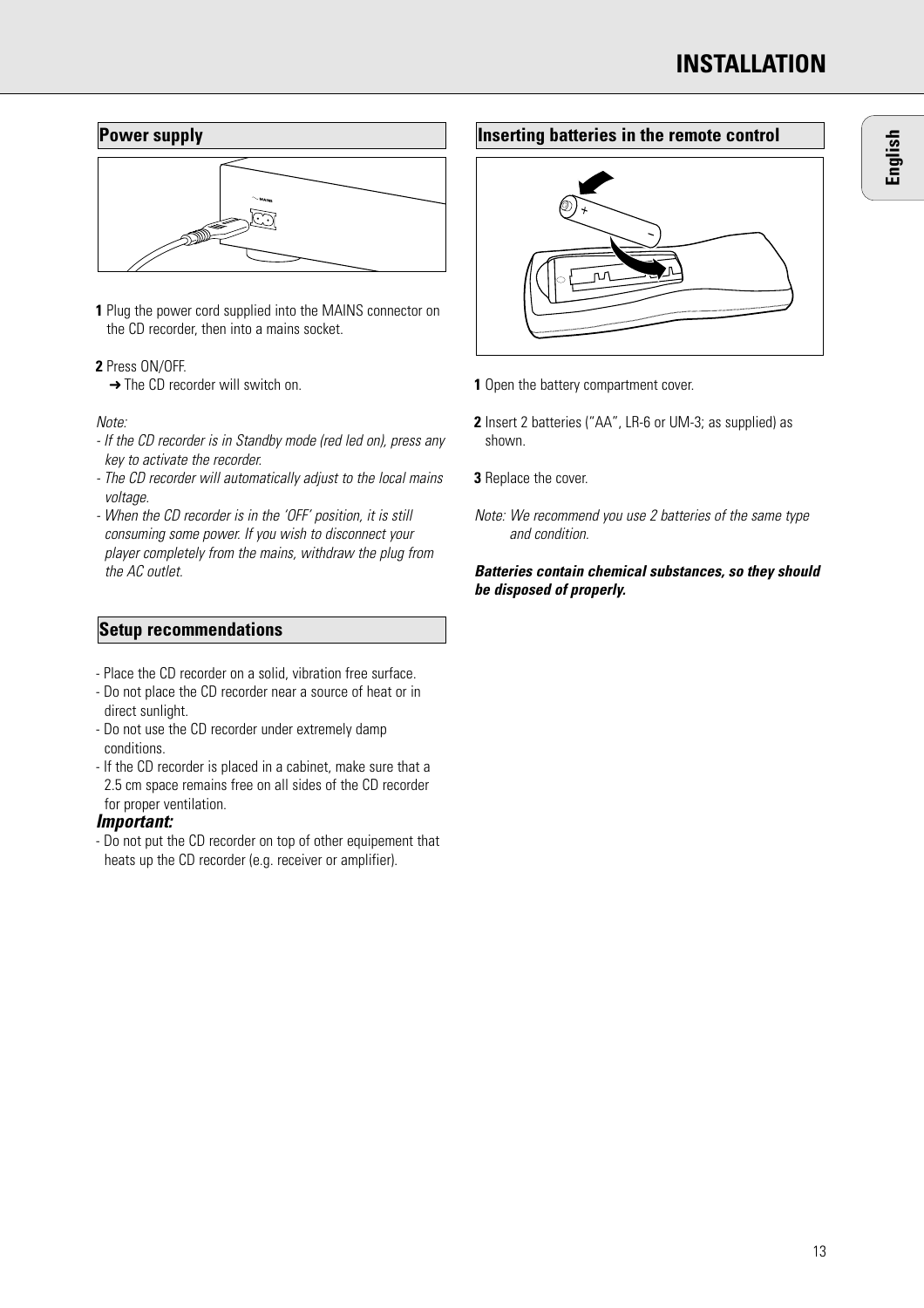# INSTALLATION

## Power supply

**1** Plug the power cord supplied into the MAINS connector on the CD recorder, then into a mains socket.

**2** Press ON/OFF.
➜ The CD recorder will switch on.

*Note:*
*- If the CD recorder is in Standby mode (red led on), press any key to activate the recorder.*
*- The CD recorder will automatically adjust to the local mains voltage.*
*- When the CD recorder is in the 'OFF' position, it is still consuming some power. If you wish to disconnect your player completely from the mains, withdraw the plug from the AC outlet.*

## Setup recommendations

- Place the CD recorder on a solid, vibration free surface.
- Do not place the CD recorder near a source of heat or in direct sunlight.
- Do not use the CD recorder under extremely damp conditions.
- If the CD recorder is placed in a cabinet, make sure that a 2.5 cm space remains free on all sides of the CD recorder for proper ventilation.

***Important:***
- Do not put the CD recorder on top of other equipement that heats up the CD recorder (e.g. receiver or amplifier).

## Inserting batteries in the remote control

**1** Open the battery compartment cover.

**2** Insert 2 batteries ("AA", LR-6 or UM-3; as supplied) as shown.

**3** Replace the cover.

*Note: We recommend you use 2 batteries of the same type and condition.*

***Batteries contain chemical substances, so they should be disposed of properly.***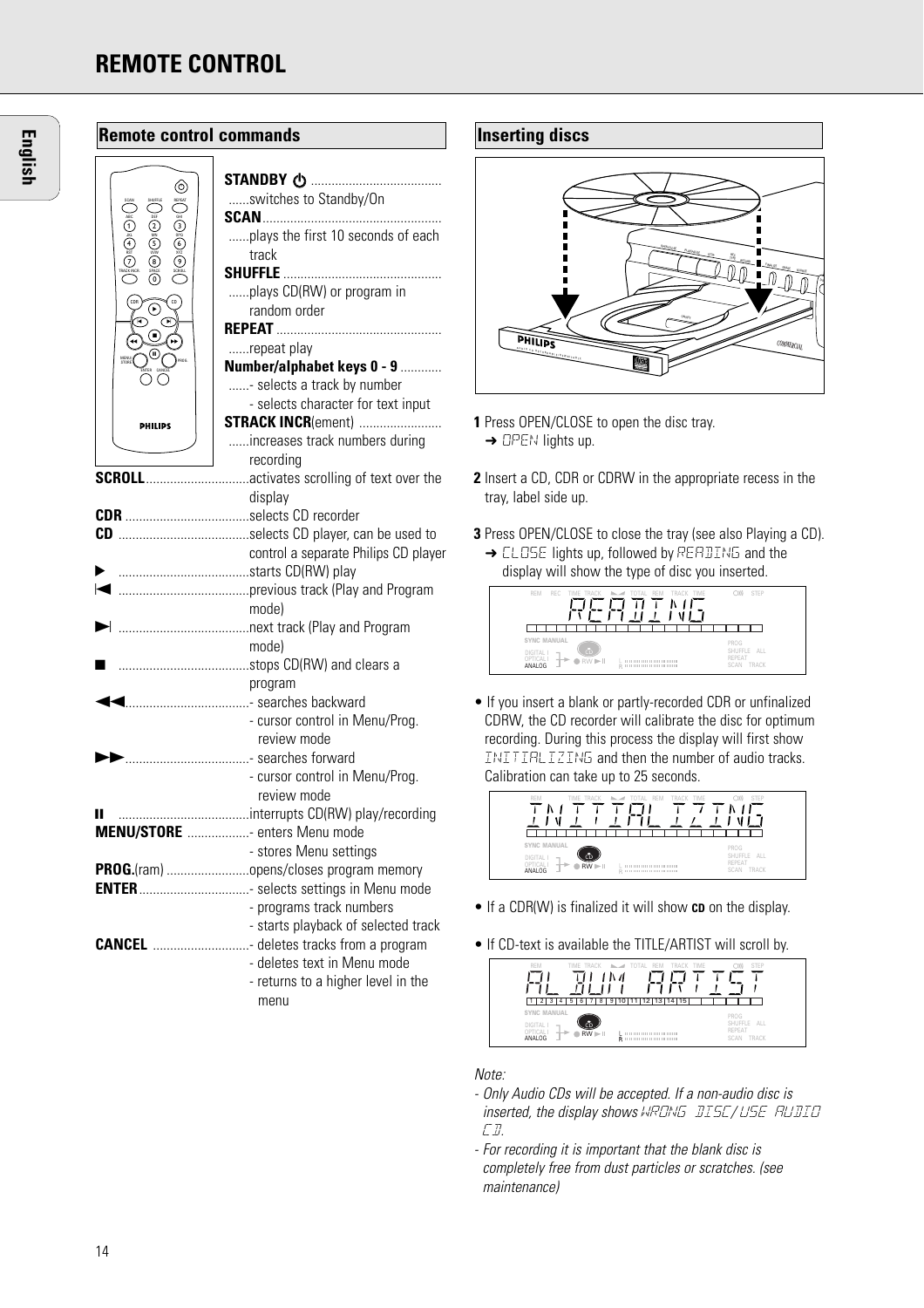// REMOTE CONTROL

English

## Remote control commands

**STANDBY ⏻** ...... switches to Standby/On

**SCAN** ...... plays the first 10 seconds of each track

**SHUFFLE** ...... plays CD(RW) or program in random order

**REPEAT** ...... repeat play

**Number/alphabet keys 0 - 9** ......
- selects a track by number
- selects character for text input

**STRACK INCR**(ement) ...... increases track numbers during recording

**SCROLL** ...... activates scrolling of text over the display

**CDR** ...... selects CD recorder

**CD** ...... selects CD player, can be used to control a separate Philips CD player

**▶** ...... starts CD(RW) play

**⏮** ...... previous track (Play and Program mode)

**⏭** ...... next track (Play and Program mode)

**■** ...... stops CD(RW) and clears a program

**◀◀** ......
- searches backward
- cursor control in Menu/Prog. review mode

**▶▶** ......
- searches forward
- cursor control in Menu/Prog. review mode

**II** ...... interrupts CD(RW) play/recording

**MENU/STORE** ......
- enters Menu mode
- stores Menu settings

**PROG.**(ram) ...... opens/closes program memory

**ENTER** ......
- selects settings in Menu mode
- programs track numbers
- starts playback of selected track

**CANCEL** ......
- deletes tracks from a program
- deletes text in Menu mode
- returns to a higher level in the menu

## Inserting discs

**1** Press OPEN/CLOSE to open the disc tray.
➜ OPEN lights up.

**2** Insert a CD, CDR or CDRW in the appropriate recess in the tray, label side up.

**3** Press OPEN/CLOSE to close the tray (see also Playing a CD).
➜ CLOSE lights up, followed by READING and the display will show the type of disc you inserted.

READING

- If you insert a blank or partly-recorded CDR or unfinalized CDRW, the CD recorder will calibrate the disc for optimum recording. During this process the display will first show INITIALIZING and then the number of audio tracks. Calibration can take up to 25 seconds.

INITIALIZING

- If a CDR(W) is finalized it will show **CD** on the display.

- If CD-text is available the TITLE/ARTIST will scroll by.

ALBUM ARTIST

*Note:*
- *Only Audio CDs will be accepted. If a non-audio disc is inserted, the display shows WRONG DISC/USE AUDIO CD.*
- *For recording it is important that the blank disc is completely free from dust particles or scratches. (see maintenance)*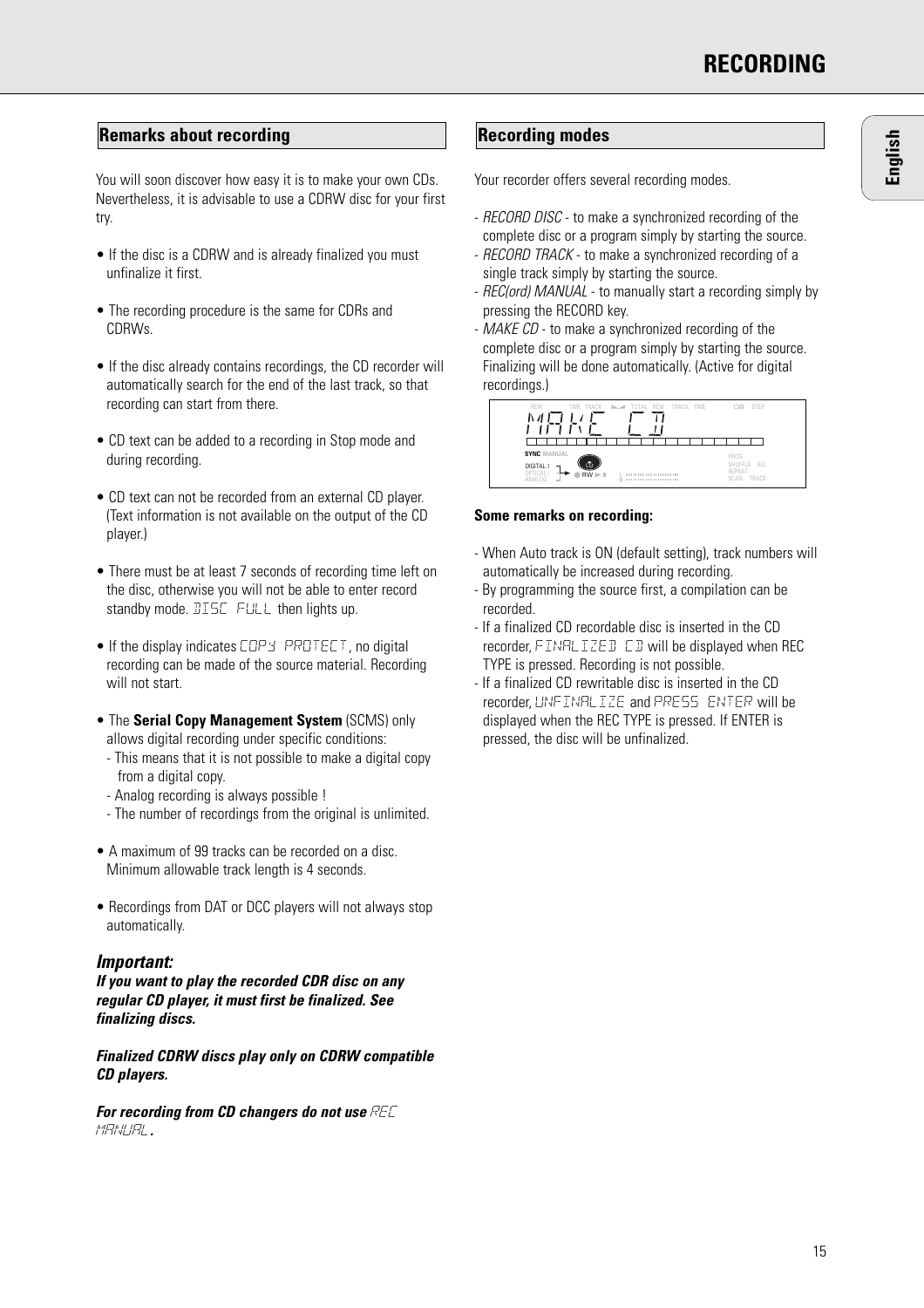## Remarks about recording

You will soon discover how easy it is to make your own CDs. Nevertheless, it is advisable to use a CDRW disc for your first try.

- If the disc is a CDRW and is already finalized you must unfinalize it first.
- The recording procedure is the same for CDRs and CDRWs.
- If the disc already contains recordings, the CD recorder will automatically search for the end of the last track, so that recording can start from there.
- CD text can be added to a recording in Stop mode and during recording.
- CD text can not be recorded from an external CD player. (Text information is not available on the output of the CD player.)
- There must be at least 7 seconds of recording time left on the disc, otherwise you will not be able to enter record standby mode. DISC FULL then lights up.
- If the display indicates COPY PROTECT, no digital recording can be made of the source material. Recording will not start.
- The **Serial Copy Management System** (SCMS) only allows digital recording under specific conditions:
  - This means that it is not possible to make a digital copy from a digital copy.
  - Analog recording is always possible !
  - The number of recordings from the original is unlimited.
- A maximum of 99 tracks can be recorded on a disc. Minimum allowable track length is 4 seconds.
- Recordings from DAT or DCC players will not always stop automatically.

***Important:***
***If you want to play the recorded CDR disc on any regular CD player, it must first be finalized. See finalizing discs.***

***Finalized CDRW discs play only on CDRW compatible CD players.***

***For recording from CD changers do not use*** REC MANUAL.

## Recording modes

Your recorder offers several recording modes.

- *RECORD DISC* - to make a synchronized recording of the complete disc or a program simply by starting the source.
- *RECORD TRACK* - to make a synchronized recording of a single track simply by starting the source.
- *REC(ord) MANUAL* - to manually start a recording simply by pressing the RECORD key.
- *MAKE CD* - to make a synchronized recording of the complete disc or a program simply by starting the source. Finalizing will be done automatically. (Active for digital recordings.)

MAKE CD

**Some remarks on recording:**

- When Auto track is ON (default setting), track numbers will automatically be increased during recording.
- By programming the source first, a compilation can be recorded.
- If a finalized CD recordable disc is inserted in the CD recorder, FINALIZED CD will be displayed when REC TYPE is pressed. Recording is not possible.
- If a finalized CD rewritable disc is inserted in the CD recorder, UNFINALIZE and PRESS ENTER will be displayed when the REC TYPE is pressed. If ENTER is pressed, the disc will be unfinalized.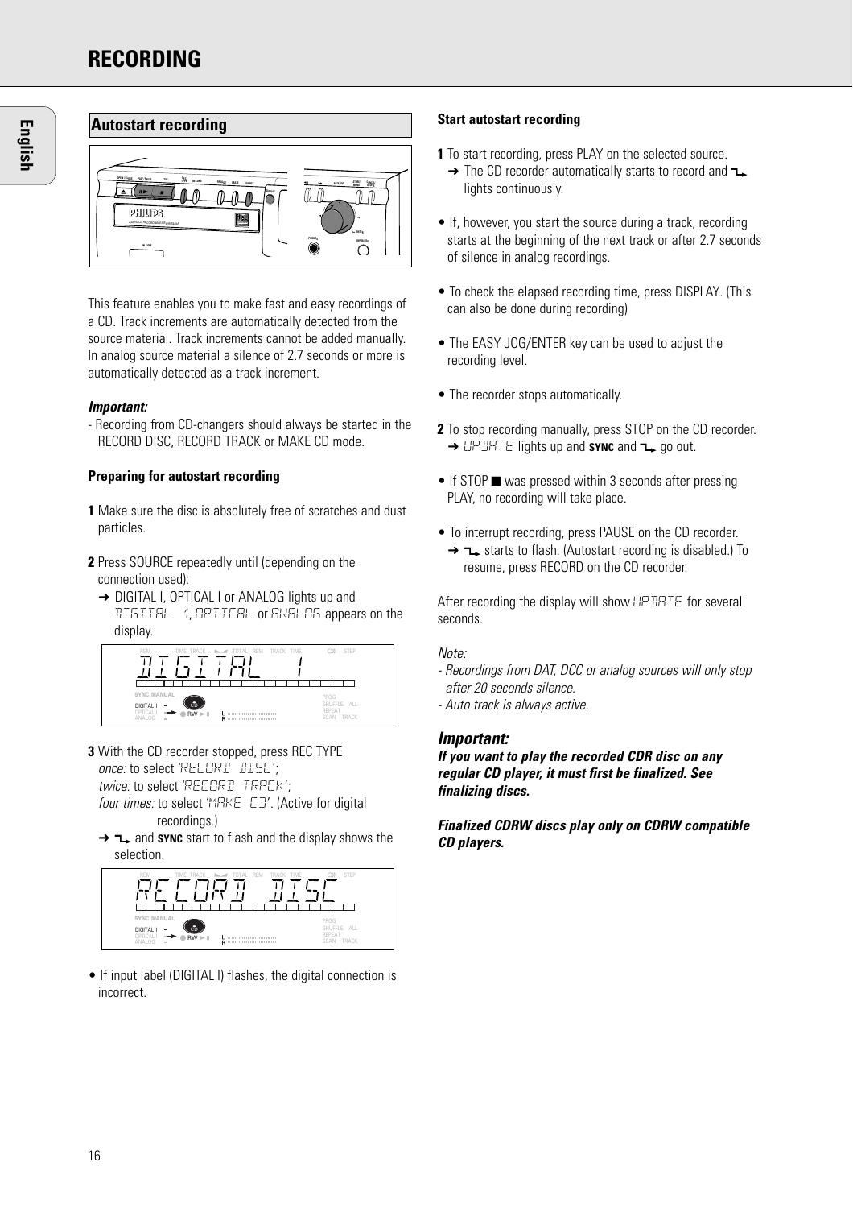# RECORDING

## Autostart recording

This feature enables you to make fast and easy recordings of a CD. Track increments are automatically detected from the source material. Track increments cannot be added manually. In analog source material a silence of 2.7 seconds or more is automatically detected as a track increment.

***Important:***

- Recording from CD-changers should always be started in the RECORD DISC, RECORD TRACK or MAKE CD mode.

### Preparing for autostart recording

**1** Make sure the disc is absolutely free of scratches and dust particles.

**2** Press SOURCE repeatedly until (depending on the connection used):
➜ DIGITAL I, OPTICAL I or ANALOG lights up and DIGITAL 1, OPTICAL or ANALOG appears on the display.

**3** With the CD recorder stopped, press REC TYPE
*once:* to select 'RECORD DISC';
*twice:* to select 'RECORD TRACK';
*four times:* to select 'MAKE CD'. (Active for digital recordings.)
➜ and **SYNC** start to flash and the display shows the selection.

- If input label (DIGITAL I) flashes, the digital connection is incorrect.

### Start autostart recording

**1** To start recording, press PLAY on the selected source.
➜ The CD recorder automatically starts to record and lights continuously.

- If, however, you start the source during a track, recording starts at the beginning of the next track or after 2.7 seconds of silence in analog recordings.

- To check the elapsed recording time, press DISPLAY. (This can also be done during recording)

- The EASY JOG/ENTER key can be used to adjust the recording level.

- The recorder stops automatically.

**2** To stop recording manually, press STOP on the CD recorder.
➜ UPDATE lights up and **SYNC** and go out.

- If STOP ■ was pressed within 3 seconds after pressing PLAY, no recording will take place.

- To interrupt recording, press PAUSE on the CD recorder.
➜ starts to flash. (Autostart recording is disabled.) To resume, press RECORD on the CD recorder.

After recording the display will show UPDATE for several seconds.

*Note:*
*- Recordings from DAT, DCC or analog sources will only stop after 20 seconds silence.*
*- Auto track is always active.*

## *Important:*

***If you want to play the recorded CDR disc on any regular CD player, it must first be finalized. See finalizing discs.***

***Finalized CDRW discs play only on CDRW compatible CD players.***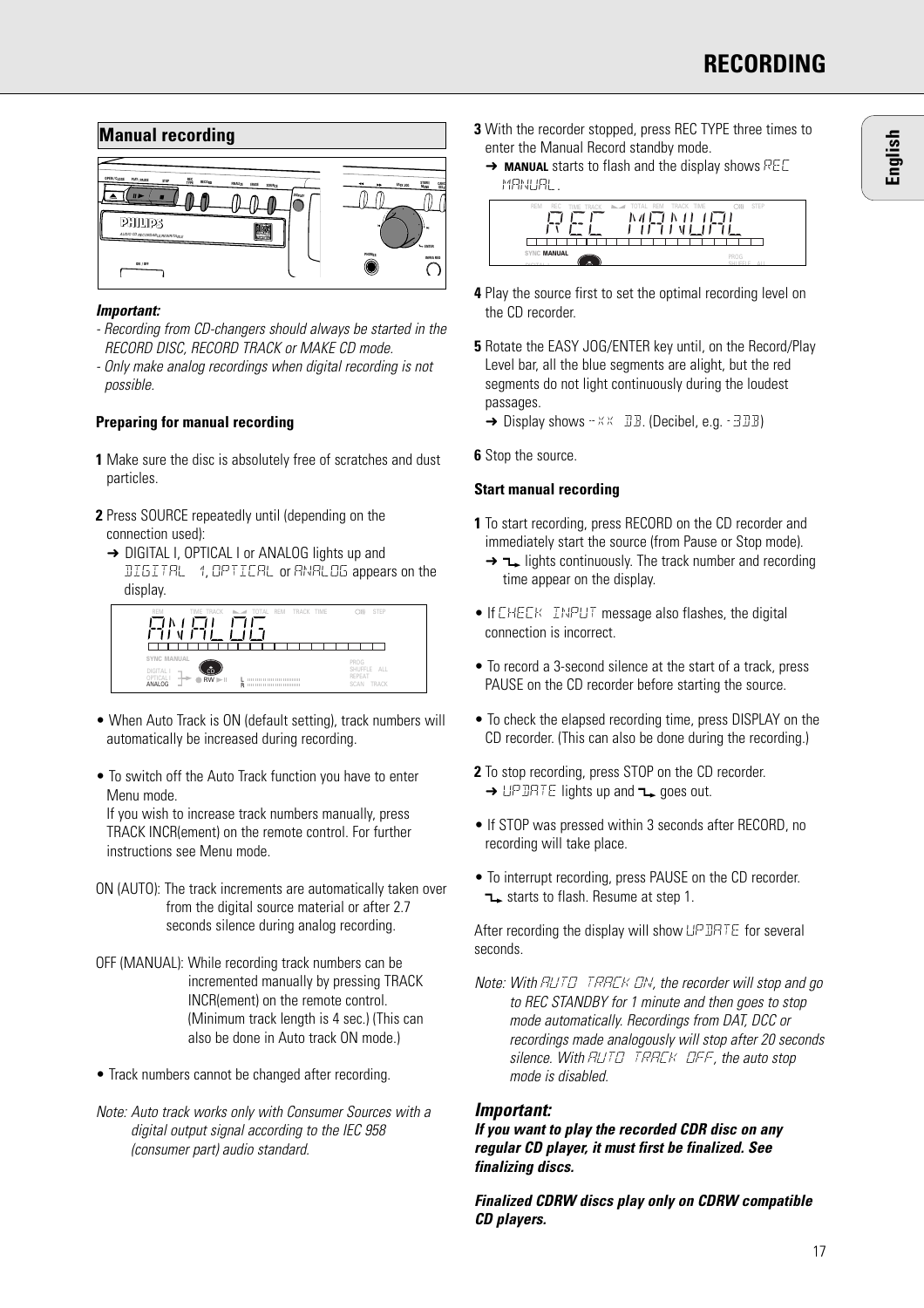## Manual recording

***Important:***

*- Recording from CD-changers should always be started in the RECORD DISC, RECORD TRACK or MAKE CD mode.*

*- Only make analog recordings when digital recording is not possible.*

### Preparing for manual recording

**1** Make sure the disc is absolutely free of scratches and dust particles.

**2** Press SOURCE repeatedly until (depending on the connection used):

➜ DIGITAL I, OPTICAL I or ANALOG lights up and DIGITAL 1, OPTICAL or ANALOG appears on the display.

- When Auto Track is ON (default setting), track numbers will automatically be increased during recording.
- To switch off the Auto Track function you have to enter Menu mode.
  If you wish to increase track numbers manually, press TRACK INCR(ement) on the remote control. For further instructions see Menu mode.

ON (AUTO): The track increments are automatically taken over from the digital source material or after 2.7 seconds silence during analog recording.

OFF (MANUAL): While recording track numbers can be incremented manually by pressing TRACK INCR(ement) on the remote control. (Minimum track length is 4 sec.) (This can also be done in Auto track ON mode.)

- Track numbers cannot be changed after recording.

*Note: Auto track works only with Consumer Sources with a digital output signal according to the IEC 958 (consumer part) audio standard.*

**3** With the recorder stopped, press REC TYPE three times to enter the Manual Record standby mode.

➜ **MANUAL** starts to flash and the display shows REC MANUAL.

**4** Play the source first to set the optimal recording level on the CD recorder.

**5** Rotate the EASY JOG/ENTER key until, on the Record/Play Level bar, all the blue segments are alight, but the red segments do not light continuously during the loudest passages.

➜ Display shows - XX DB. (Decibel, e.g. - 3DB)

**6** Stop the source.

### Start manual recording

**1** To start recording, press RECORD on the CD recorder and immediately start the source (from Pause or Stop mode).

➜ ⮧ lights continuously. The track number and recording time appear on the display.

- If CHECK INPUT message also flashes, the digital connection is incorrect.
- To record a 3-second silence at the start of a track, press PAUSE on the CD recorder before starting the source.
- To check the elapsed recording time, press DISPLAY on the CD recorder. (This can also be done during the recording.)

**2** To stop recording, press STOP on the CD recorder.

➜ UPDATE lights up and ⮧ goes out.

- If STOP was pressed within 3 seconds after RECORD, no recording will take place.
- To interrupt recording, press PAUSE on the CD recorder. ⮧ starts to flash. Resume at step 1.

After recording the display will show UPDATE for several seconds.

*Note: With AUTO TRACK ON, the recorder will stop and go to REC STANDBY for 1 minute and then goes to stop mode automatically. Recordings from DAT, DCC or recordings made analogously will stop after 20 seconds silence. With AUTO TRACK OFF, the auto stop mode is disabled.*

### *Important:*

***If you want to play the recorded CDR disc on any regular CD player, it must first be finalized. See finalizing discs.***

***Finalized CDRW discs play only on CDRW compatible CD players.***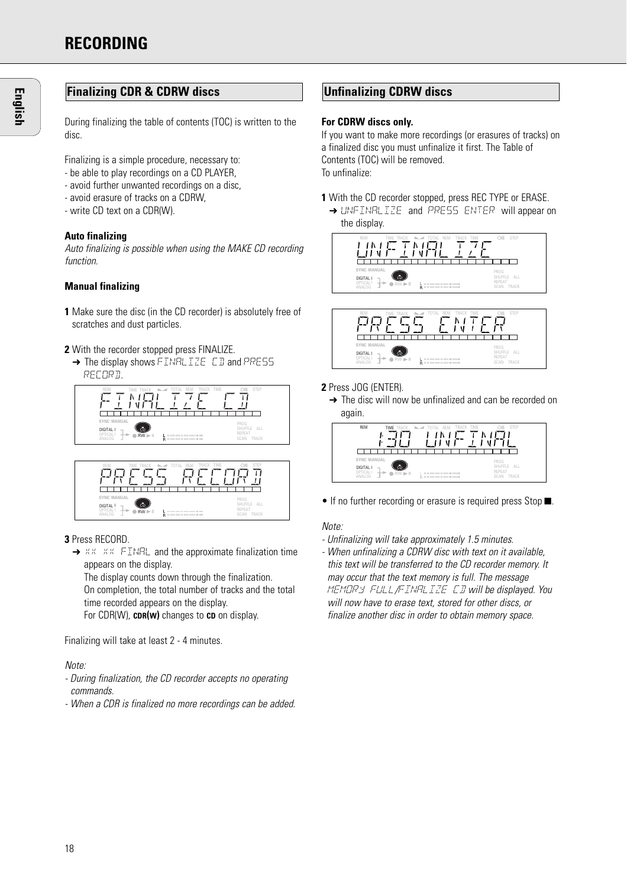# RECORDING

## Finalizing CDR & CDRW discs

During finalizing the table of contents (TOC) is written to the disc.

Finalizing is a simple procedure, necessary to:
- be able to play recordings on a CD PLAYER,
- avoid further unwanted recordings on a disc,
- avoid erasure of tracks on a CDRW,
- write CD text on a CDR(W).

**Auto finalizing**

*Auto finalizing is possible when using the MAKE CD recording function.*

**Manual finalizing**

**1** Make sure the disc (in the CD recorder) is absolutely free of scratches and dust particles.

**2** With the recorder stopped press FINALIZE.
➜ The display shows FINALIZE CD and PRESS RECORD.

**3** Press RECORD.
➜ XX XX FINAL and the approximate finalization time appears on the display.
The display counts down through the finalization.
On completion, the total number of tracks and the total time recorded appears on the display.
For CDR(W), **CDR(W)** changes to **CD** on display.

Finalizing will take at least 2 - 4 minutes.

*Note:*
- *During finalization, the CD recorder accepts no operating commands.*
- *When a CDR is finalized no more recordings can be added.*

## Unfinalizing CDRW discs

**For CDRW discs only.**

If you want to make more recordings (or erasures of tracks) on a finalized disc you must unfinalize it first. The Table of Contents (TOC) will be removed.
To unfinalize:

**1** With the CD recorder stopped, press REC TYPE or ERASE.
➜ UNFINALIZE and PRESS ENTER will appear on the display.

**2** Press JOG (ENTER).
➜ The disc will now be unfinalized and can be recorded on again.

• If no further recording or erasure is required press Stop ■.

*Note:*
- *Unfinalizing will take approximately 1.5 minutes.*
- *When unfinalizing a CDRW disc with text on it available, this text will be transferred to the CD recorder memory. It may occur that the text memory is full. The message MEMORY FULL/FINALIZE CD will be displayed. You will now have to erase text, stored for other discs, or finalize another disc in order to obtain memory space.*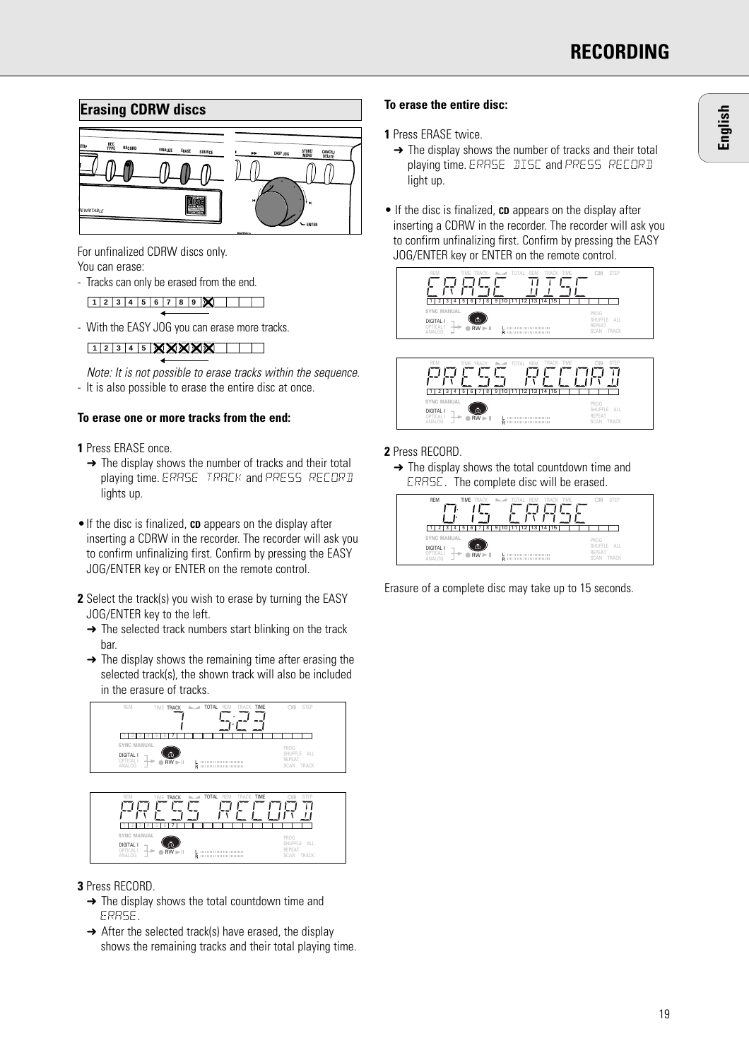## Erasing CDRW discs

For unfinalized CDRW discs only.
You can erase:

- Tracks can only be erased from the end.
- With the EASY JOG you can erase more tracks.

*Note: It is not possible to erase tracks within the sequence.*

- It is also possible to erase the entire disc at once.

### To erase one or more tracks from the end:

**1** Press ERASE once.

➜ The display shows the number of tracks and their total playing time. ERASE TRACK and PRESS RECORD lights up.

- If the disc is finalized, **CD** appears on the display after inserting a CDRW in the recorder. The recorder will ask you to confirm unfinalizing first. Confirm by pressing the EASY JOG/ENTER key or ENTER on the remote control.

**2** Select the track(s) you wish to erase by turning the EASY JOG/ENTER key to the left.

➜ The selected track numbers start blinking on the track bar.

➜ The display shows the remaining time after erasing the selected track(s), the shown track will also be included in the erasure of tracks.

**3** Press RECORD.

➜ The display shows the total countdown time and ERASE.

➜ After the selected track(s) have erased, the display shows the remaining tracks and their total playing time.

### To erase the entire disc:

**1** Press ERASE twice.

➜ The display shows the number of tracks and their total playing time. ERASE DISC and PRESS RECORD light up.

- If the disc is finalized, **CD** appears on the display after inserting a CDRW in the recorder. The recorder will ask you to confirm unfinalizing first. Confirm by pressing the EASY JOG/ENTER key or ENTER on the remote control.

**2** Press RECORD.

➜ The display shows the total countdown time and ERASE. The complete disc will be erased.

Erasure of a complete disc may take up to 15 seconds.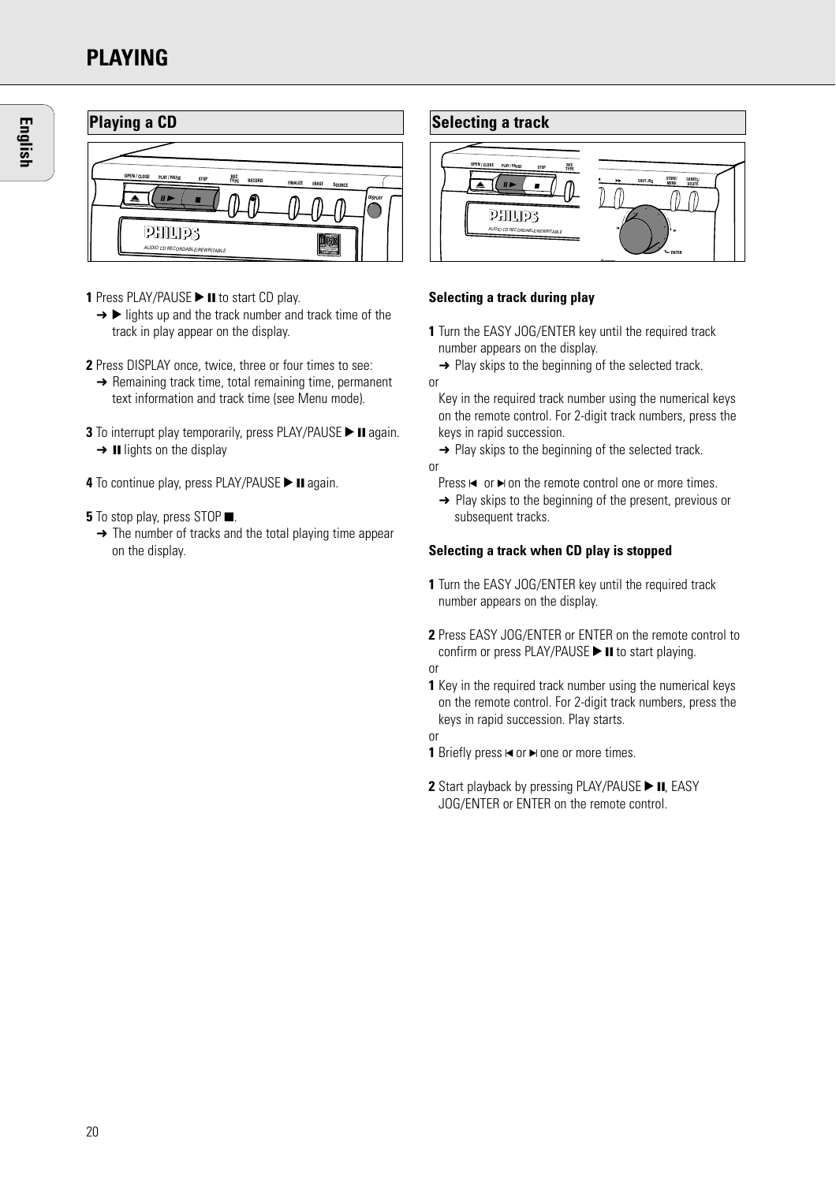# PLAYING

## Playing a CD

**1** Press PLAY/PAUSE ▶ ❚❚ to start CD play.
➜ ▶ lights up and the track number and track time of the track in play appear on the display.

**2** Press DISPLAY once, twice, three or four times to see:
➜ Remaining track time, total remaining time, permanent text information and track time (see Menu mode).

**3** To interrupt play temporarily, press PLAY/PAUSE ▶ ❚❚ again.
➜ ❚❚ lights on the display

**4** To continue play, press PLAY/PAUSE ▶ ❚❚ again.

**5** To stop play, press STOP ■.
➜ The number of tracks and the total playing time appear on the display.

## Selecting a track

**Selecting a track during play**

**1** Turn the EASY JOG/ENTER key until the required track number appears on the display.
➜ Play skips to the beginning of the selected track.

or

Key in the required track number using the numerical keys on the remote control. For 2-digit track numbers, press the keys in rapid succession.
➜ Play skips to the beginning of the selected track.

or

Press ⏮ or ⏭ on the remote control one or more times.
➜ Play skips to the beginning of the present, previous or subsequent tracks.

**Selecting a track when CD play is stopped**

**1** Turn the EASY JOG/ENTER key until the required track number appears on the display.

**2** Press EASY JOG/ENTER or ENTER on the remote control to confirm or press PLAY/PAUSE ▶ ❚❚ to start playing.

or

**1** Key in the required track number using the numerical keys on the remote control. For 2-digit track numbers, press the keys in rapid succession. Play starts.

or

**1** Briefly press ⏮ or ⏭ one or more times.

**2** Start playback by pressing PLAY/PAUSE ▶ ❚❚, EASY JOG/ENTER or ENTER on the remote control.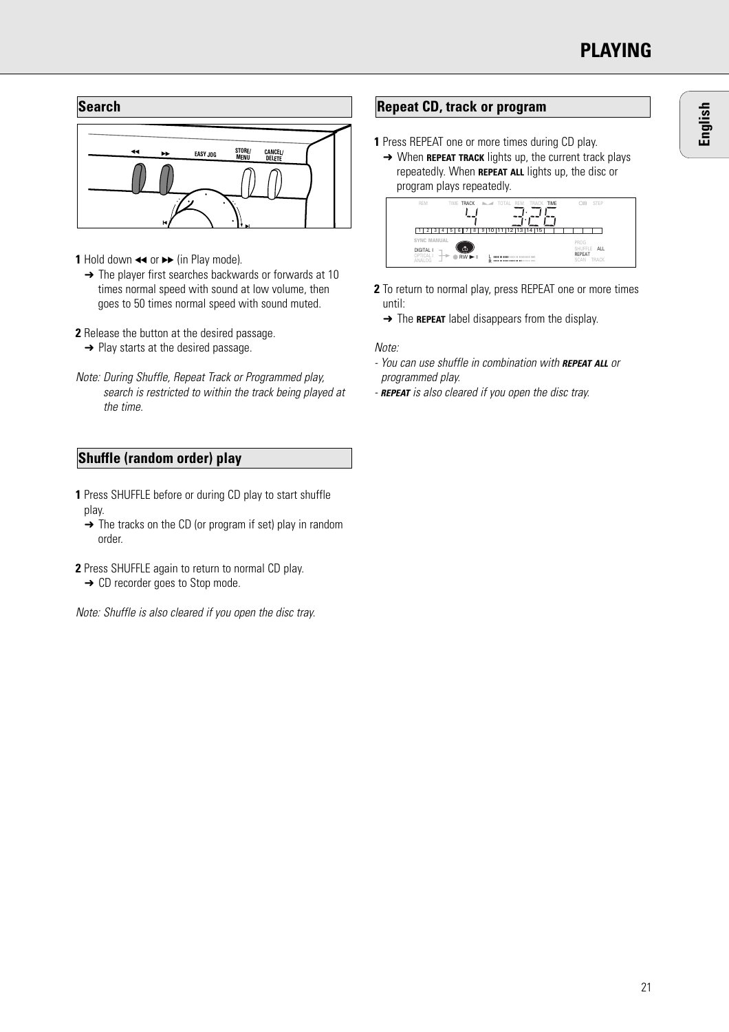## Search

**1** Hold down ◀◀ or ▶▶ (in Play mode).
➜ The player first searches backwards or forwards at 10 times normal speed with sound at low volume, then goes to 50 times normal speed with sound muted.

**2** Release the button at the desired passage.
➜ Play starts at the desired passage.

*Note: During Shuffle, Repeat Track or Programmed play, search is restricted to within the track being played at the time.*

## Shuffle (random order) play

**1** Press SHUFFLE before or during CD play to start shuffle play.
➜ The tracks on the CD (or program if set) play in random order.

**2** Press SHUFFLE again to return to normal CD play.
➜ CD recorder goes to Stop mode.

*Note: Shuffle is also cleared if you open the disc tray.*

## Repeat CD, track or program

**1** Press REPEAT one or more times during CD play.
➜ When **REPEAT TRACK** lights up, the current track plays repeatedly. When **REPEAT ALL** lights up, the disc or program plays repeatedly.

**2** To return to normal play, press REPEAT one or more times until:
➜ The **REPEAT** label disappears from the display.

*Note:*
- *You can use shuffle in combination with **REPEAT ALL** or programmed play.*
- ***REPEAT** is also cleared if you open the disc tray.*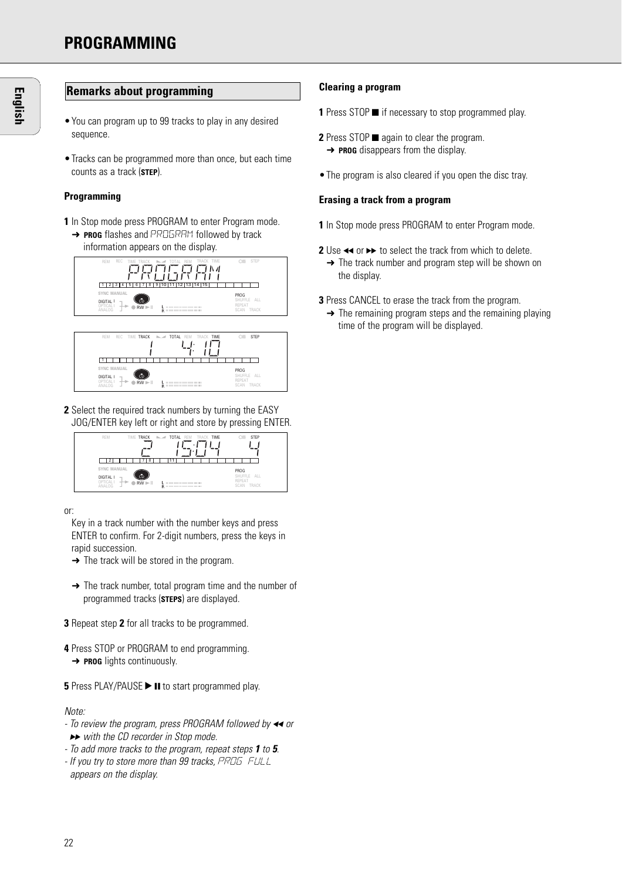# PROGRAMMING

## Remarks about programming

- You can program up to 99 tracks to play in any desired sequence.
- Tracks can be programmed more than once, but each time counts as a track (**STEP**).

### Programming

**1** In Stop mode press PROGRAM to enter Program mode.
➜ **PROG** flashes and PROGRAM followed by track information appears on the display.

**2** Select the required track numbers by turning the EASY JOG/ENTER key left or right and store by pressing ENTER.

or:

Key in a track number with the number keys and press ENTER to confirm. For 2-digit numbers, press the keys in rapid succession.
➜ The track will be stored in the program.

➜ The track number, total program time and the number of programmed tracks (**STEPS**) are displayed.

**3** Repeat step **2** for all tracks to be programmed.

**4** Press STOP or PROGRAM to end programming.
➜ **PROG** lights continuously.

**5** Press PLAY/PAUSE ▶❚❚ to start programmed play.

*Note:*
*- To review the program, press PROGRAM followed by ◀◀ or ▶▶ with the CD recorder in Stop mode.*
*- To add more tracks to the program, repeat steps **1** to **5**.*
*- If you try to store more than 99 tracks, PROG FULL appears on the display.*

### Clearing a program

**1** Press STOP ■ if necessary to stop programmed play.

**2** Press STOP ■ again to clear the program.
➜ **PROG** disappears from the display.

- The program is also cleared if you open the disc tray.

### Erasing a track from a program

**1** In Stop mode press PROGRAM to enter Program mode.

**2** Use ◀◀ or ▶▶ to select the track from which to delete.
➜ The track number and program step will be shown on the display.

**3** Press CANCEL to erase the track from the program.
➜ The remaining program steps and the remaining playing time of the program will be displayed.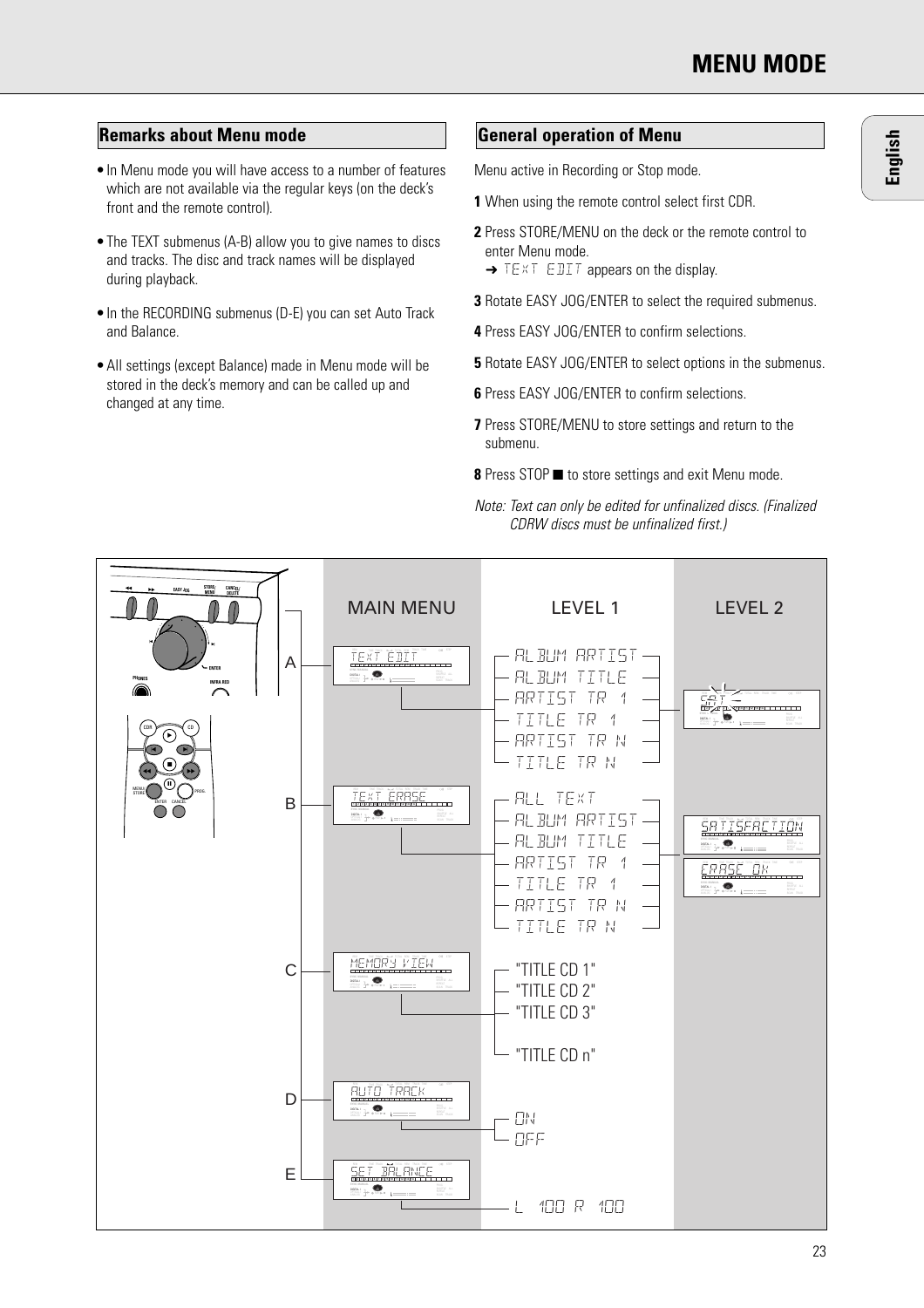# MENU MODE

## Remarks about Menu mode

- In Menu mode you will have access to a number of features which are not available via the regular keys (on the deck's front and the remote control).
- The TEXT submenus (A-B) allow you to give names to discs and tracks. The disc and track names will be displayed during playback.
- In the RECORDING submenus (D-E) you can set Auto Track and Balance.
- All settings (except Balance) made in Menu mode will be stored in the deck's memory and can be called up and changed at any time.

## General operation of Menu

Menu active in Recording or Stop mode.

**1** When using the remote control select first CDR.

**2** Press STORE/MENU on the deck or the remote control to enter Menu mode.
➜ TEXT EDIT appears on the display.

**3** Rotate EASY JOG/ENTER to select the required submenus.

**4** Press EASY JOG/ENTER to confirm selections.

**5** Rotate EASY JOG/ENTER to select options in the submenus.

**6** Press EASY JOG/ENTER to confirm selections.

**7** Press STORE/MENU to store settings and return to the submenu.

**8** Press STOP ■ to store settings and exit Menu mode.

*Note: Text can only be edited for unfinalized discs. (Finalized CDRW discs must be unfinalized first.)*

| | MAIN MENU | LEVEL 1 | LEVEL 2 |
|---|---|---|---|
| A | TEXT EDIT | ALBUM ARTIST<br>ALBUM TITLE<br>ARTIST TR 1<br>TITLE TR 1<br>ARTIST TR N<br>TITLE TR N | SAT |
| B | TEXT ERASE | ALL TEXT<br>ALBUM ARTIST<br>ALBUM TITLE<br>ARTIST TR 1<br>TITLE TR 1<br>ARTIST TR N<br>TITLE TR N | SATISFACTION<br>ERASE OK |
| C | MEMORY VIEW | "TITLE CD 1"<br>"TITLE CD 2"<br>"TITLE CD 3"<br>"TITLE CD n" | |
| D | AUTO TRACK | ON<br>OFF | |
| E | SET BALANCE | L 100 R 100 | |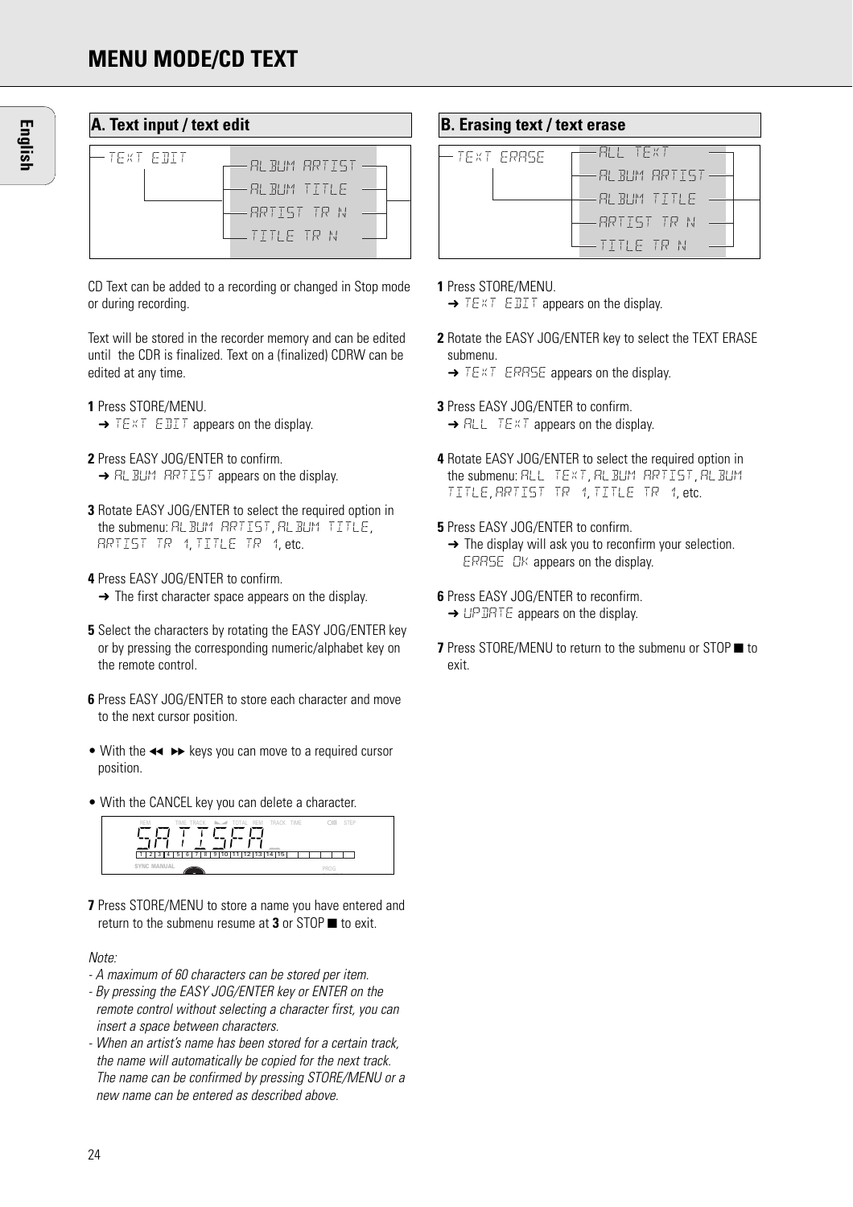# MENU MODE/CD TEXT

## A. Text input / text edit

TEXT EDIT
- ALBUM ARTIST
- ALBUM TITLE
- ARTIST TR N
- TITLE TR N

CD Text can be added to a recording or changed in Stop mode or during recording.

Text will be stored in the recorder memory and can be edited until the CDR is finalized. Text on a (finalized) CDRW can be edited at any time.

**1** Press STORE/MENU.
➜ TEXT EDIT appears on the display.

**2** Press EASY JOG/ENTER to confirm.
➜ ALBUM ARTIST appears on the display.

**3** Rotate EASY JOG/ENTER to select the required option in the submenu: ALBUM ARTIST, ALBUM TITLE, ARTIST TR 1, TITLE TR 1, etc.

**4** Press EASY JOG/ENTER to confirm.
➜ The first character space appears on the display.

**5** Select the characters by rotating the EASY JOG/ENTER key or by pressing the corresponding numeric/alphabet key on the remote control.

**6** Press EASY JOG/ENTER to store each character and move to the next cursor position.

- With the ◀◀ ▶▶ keys you can move to a required cursor position.
- With the CANCEL key you can delete a character.

SATISFA

**7** Press STORE/MENU to store a name you have entered and return to the submenu resume at **3** or STOP ■ to exit.

*Note:*
- *A maximum of 60 characters can be stored per item.*
- *By pressing the EASY JOG/ENTER key or ENTER on the remote control without selecting a character first, you can insert a space between characters.*
- *When an artist's name has been stored for a certain track, the name will automatically be copied for the next track. The name can be confirmed by pressing STORE/MENU or a new name can be entered as described above.*

## B. Erasing text / text erase

TEXT ERASE
- ALL TEXT
- ALBUM ARTIST
- ALBUM TITLE
- ARTIST TR N
- TITLE TR N

**1** Press STORE/MENU.
➜ TEXT EDIT appears on the display.

**2** Rotate the EASY JOG/ENTER key to select the TEXT ERASE submenu.
➜ TEXT ERASE appears on the display.

**3** Press EASY JOG/ENTER to confirm.
➜ ALL TEXT appears on the display.

**4** Rotate EASY JOG/ENTER to select the required option in the submenu: ALL TEXT, ALBUM ARTIST, ALBUM TITLE, ARTIST TR 1, TITLE TR 1, etc.

**5** Press EASY JOG/ENTER to confirm.
➜ The display will ask you to reconfirm your selection. ERASE OK appears on the display.

**6** Press EASY JOG/ENTER to reconfirm.
➜ UPDATE appears on the display.

**7** Press STORE/MENU to return to the submenu or STOP ■ to exit.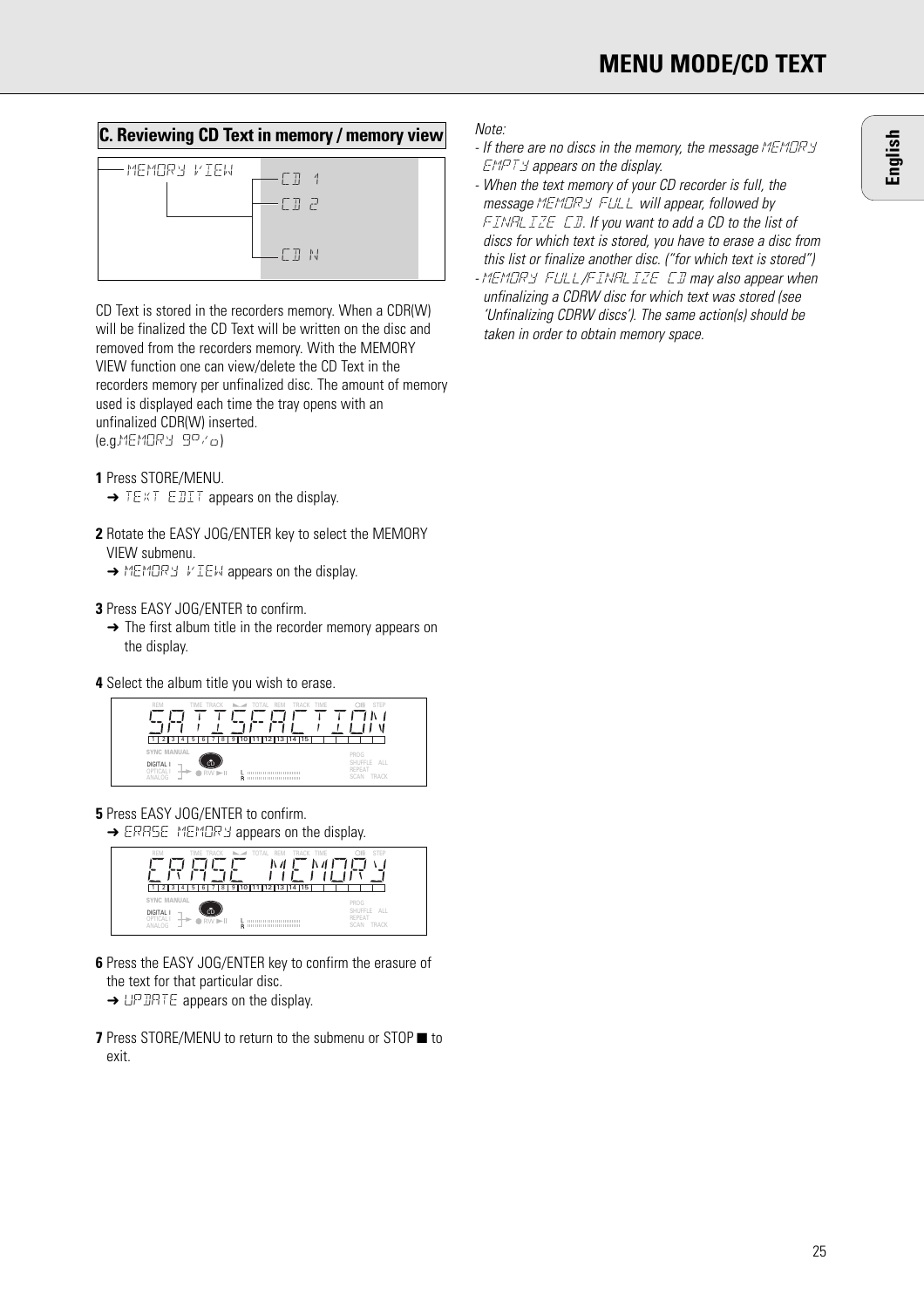## C. Reviewing CD Text in memory / memory view

MEMORY VIEW — CD 1, CD 2, CD N

CD Text is stored in the recorders memory. When a CDR(W) will be finalized the CD Text will be written on the disc and removed from the recorders memory. With the MEMORY VIEW function one can view/delete the CD Text in the recorders memory per unfinalized disc. The amount of memory used is displayed each time the tray opens with an unfinalized CDR(W) inserted.
(e.g.MEMORY 9%)

**1** Press STORE/MENU.
➜ TEXT EDIT appears on the display.

**2** Rotate the EASY JOG/ENTER key to select the MEMORY VIEW submenu.
➜ MEMORY VIEW appears on the display.

**3** Press EASY JOG/ENTER to confirm.
➜ The first album title in the recorder memory appears on the display.

**4** Select the album title you wish to erase.

SATISFACTION

**5** Press EASY JOG/ENTER to confirm.
➜ ERASE MEMORY appears on the display.

ERASE MEMORY

**6** Press the EASY JOG/ENTER key to confirm the erasure of the text for that particular disc.
➜ UPDATE appears on the display.

**7** Press STORE/MENU to return to the submenu or STOP ■ to exit.

*Note:*
*- If there are no discs in the memory, the message MEMORY EMPTY appears on the display.*
*- When the text memory of your CD recorder is full, the message MEMORY FULL will appear, followed by FINALIZE CD. If you want to add a CD to the list of discs for which text is stored, you have to erase a disc from this list or finalize another disc. ("for which text is stored")*
*- MEMORY FULL/FINALIZE CD may also appear when unfinalizing a CDRW disc for which text was stored (see 'Unfinalizing CDRW discs'). The same action(s) should be taken in order to obtain memory space.*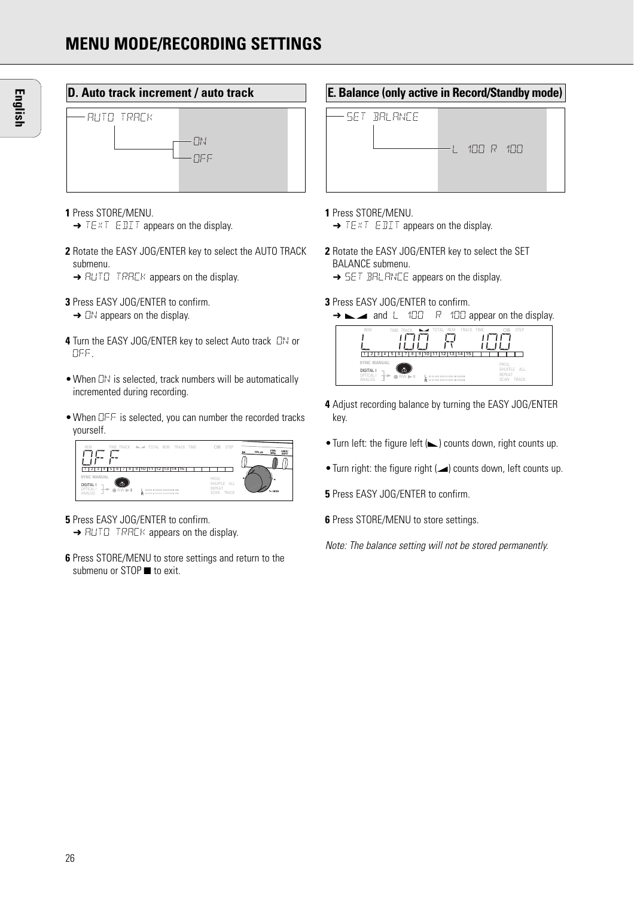# MENU MODE/RECORDING SETTINGS

## D. Auto track increment / auto track

AUTO TRACK
- ON
- OFF

**1** Press STORE/MENU.
➜ TEXT EDIT appears on the display.

**2** Rotate the EASY JOG/ENTER key to select the AUTO TRACK submenu.
➜ AUTO TRACK appears on the display.

**3** Press EASY JOG/ENTER to confirm.
➜ ON appears on the display.

**4** Turn the EASY JOG/ENTER key to select Auto track ON or OFF.

- When ON is selected, track numbers will be automatically incremented during recording.
- When OFF is selected, you can number the recorded tracks yourself.

**5** Press EASY JOG/ENTER to confirm.
➜ AUTO TRACK appears on the display.

**6** Press STORE/MENU to store settings and return to the submenu or STOP ■ to exit.

## E. Balance (only active in Record/Standby mode)

SET BALANCE
- L 100 R 100

**1** Press STORE/MENU.
➜ TEXT EDIT appears on the display.

**2** Rotate the EASY JOG/ENTER key to select the SET BALANCE submenu.
➜ SET BALANCE appears on the display.

**3** Press EASY JOG/ENTER to confirm.
➜ ◣◢ and L 100 R 100 appear on the display.

**4** Adjust recording balance by turning the EASY JOG/ENTER key.

- Turn left: the figure left (◣) counts down, right counts up.
- Turn right: the figure right (◢) counts down, left counts up.

**5** Press EASY JOG/ENTER to confirm.

**6** Press STORE/MENU to store settings.

*Note: The balance setting will not be stored permanently.*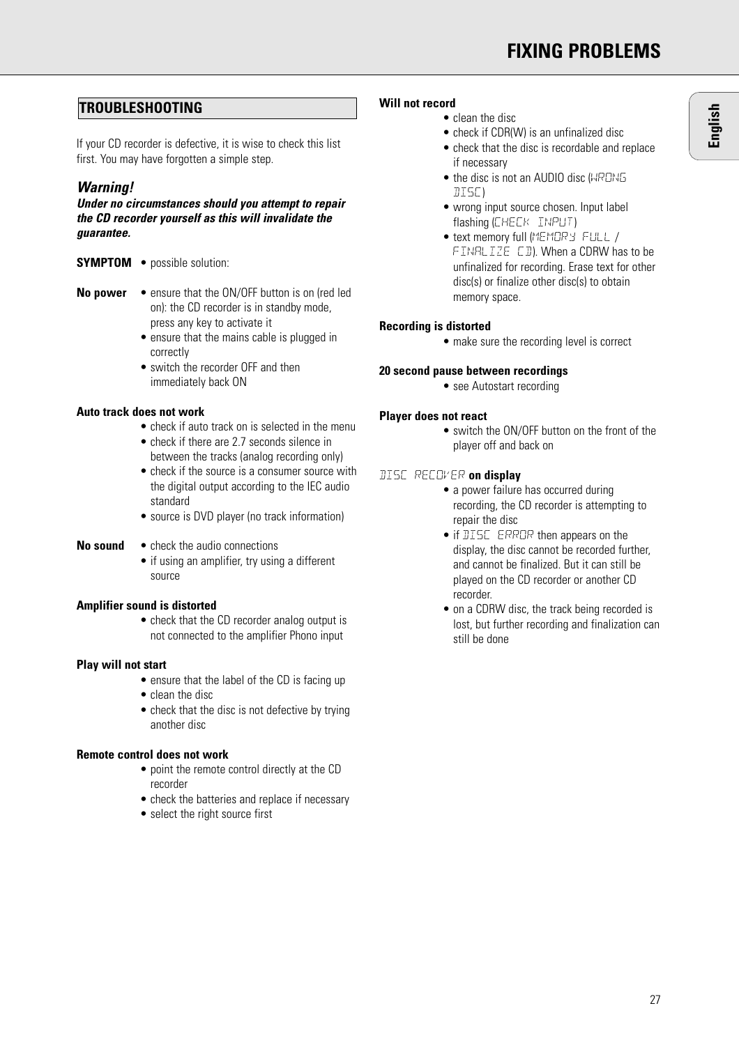# FIXING PROBLEMS

## TROUBLESHOOTING

If your CD recorder is defective, it is wise to check this list first. You may have forgotten a simple step.

### *Warning!*

***Under no circumstances should you attempt to repair the CD recorder yourself as this will invalidate the guarantee.***

**SYMPTOM** • possible solution:

**No power**
- ensure that the ON/OFF button is on (red led on): the CD recorder is in standby mode, press any key to activate it
- ensure that the mains cable is plugged in correctly
- switch the recorder OFF and then immediately back ON

**Auto track does not work**
- check if auto track on is selected in the menu
- check if there are 2.7 seconds silence in between the tracks (analog recording only)
- check if the source is a consumer source with the digital output according to the IEC audio standard
- source is DVD player (no track information)

**No sound**
- check the audio connections
- if using an amplifier, try using a different source

**Amplifier sound is distorted**
- check that the CD recorder analog output is not connected to the amplifier Phono input

**Play will not start**
- ensure that the label of the CD is facing up
- clean the disc
- check that the disc is not defective by trying another disc

**Remote control does not work**
- point the remote control directly at the CD recorder
- check the batteries and replace if necessary
- select the right source first

**Will not record**
- clean the disc
- check if CDR(W) is an unfinalized disc
- check that the disc is recordable and replace if necessary
- the disc is not an AUDIO disc (WRONG DISC)
- wrong input source chosen. Input label flashing (CHECK INPUT)
- text memory full (MEMORY FULL / FINALIZE CD). When a CDRW has to be unfinalized for recording. Erase text for other disc(s) or finalize other disc(s) to obtain memory space.

**Recording is distorted**
- make sure the recording level is correct

**20 second pause between recordings**
- see Autostart recording

**Player does not react**
- switch the ON/OFF button on the front of the player off and back on

**DISC RECOVER on display**
- a power failure has occurred during recording, the CD recorder is attempting to repair the disc
- if DISC ERROR then appears on the display, the disc cannot be recorded further, and cannot be finalized. But it can still be played on the CD recorder or another CD recorder.
- on a CDRW disc, the track being recorded is lost, but further recording and finalization can still be done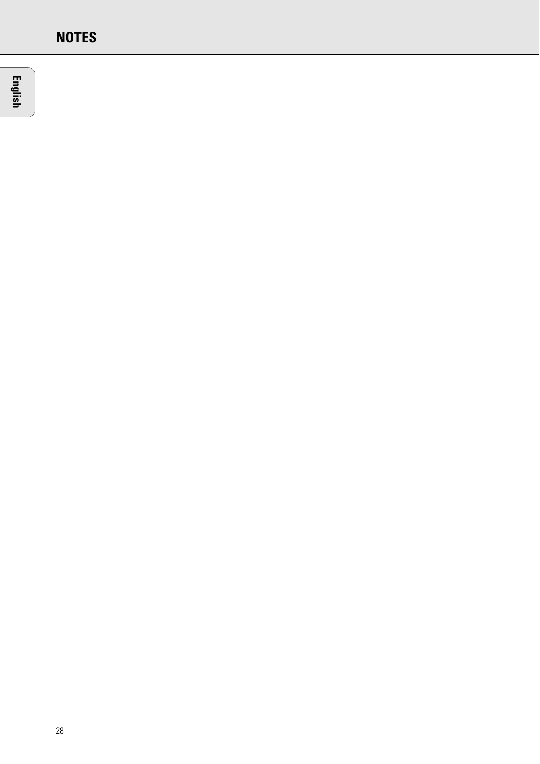# NOTES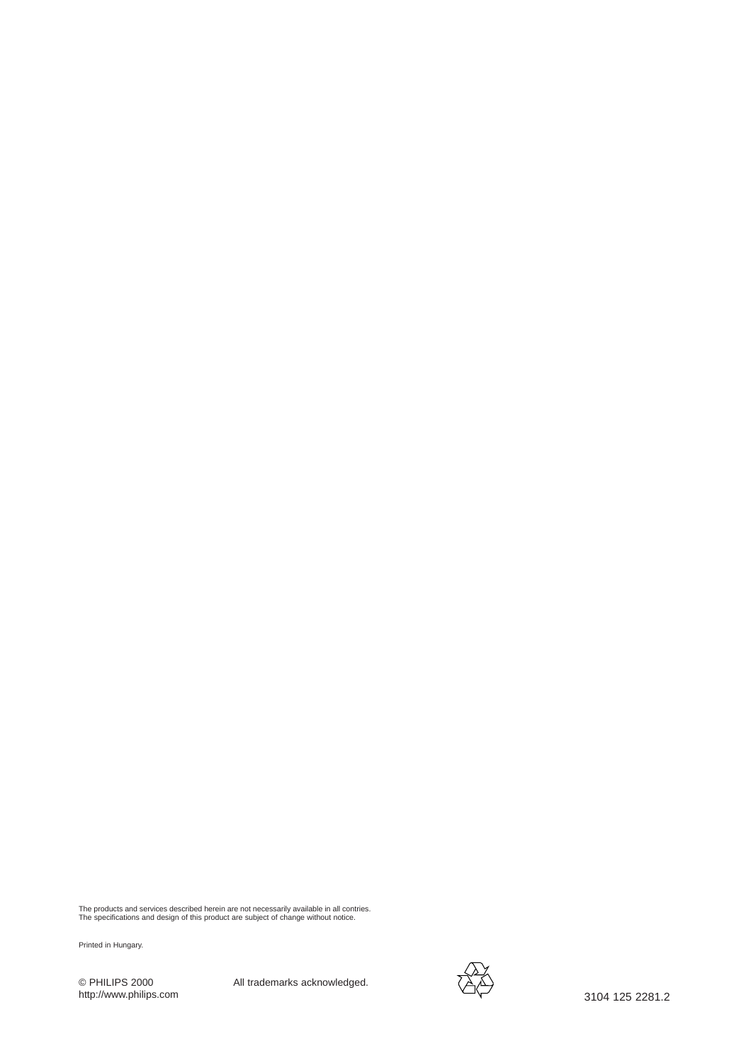The products and services described herein are not necessarily available in all contries.
The specifications and design of this product are subject of change without notice.

Printed in Hungary.

© PHILIPS 2000
http://www.philips.com

All trademarks acknowledged.

3104 125 2281.2